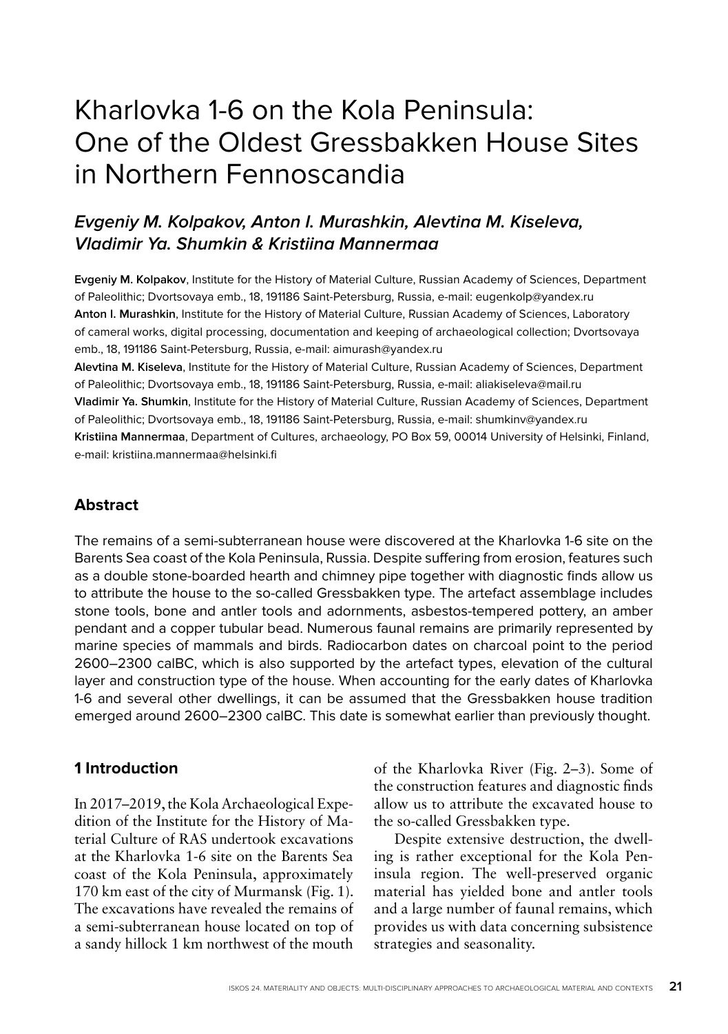# Kharlovka 1-6 on the Kola Peninsula: One of the Oldest Gressbakken House Sites in Northern Fennoscandia

## *Evgeniy M. Kolpakov, Anton I. Murashkin, Alevtina M. Kiseleva, Vladimir Ya. Shumkin & Kristiina Mannermaa*

**Evgeniy M. Kolpakov**, Institute for the History of Material Culture, Russian Academy of Sciences, Department of Paleolithic; Dvortsovaya emb., 18, 191186 Saint-Petersburg, Russia, e-mail: eugenkolp@yandex.ru
**Anton I. Murashkin**, Institute for the History of Material Culture, Russian Academy of Sciences, Laboratory of cameral works, digital processing, documentation and keeping of archaeological collection; Dvortsovaya emb., 18, 191186 Saint-Petersburg, Russia, e-mail: aimurash@yandex.ru
**Alevtina M. Kiseleva**, Institute for the History of Material Culture, Russian Academy of Sciences, Department of Paleolithic; Dvortsovaya emb., 18, 191186 Saint-Petersburg, Russia, e-mail: aliakiseleva@mail.ru
**Vladimir Ya. Shumkin**, Institute for the History of Material Culture, Russian Academy of Sciences, Department of Paleolithic; Dvortsovaya emb., 18, 191186 Saint-Petersburg, Russia, e-mail: shumkinv@yandex.ru
**Kristiina Mannermaa**, Department of Cultures, archaeology, PO Box 59, 00014 University of Helsinki, Finland, e-mail: kristiina.mannermaa@helsinki.fi

### Abstract

The remains of a semi-subterranean house were discovered at the Kharlovka 1-6 site on the Barents Sea coast of the Kola Peninsula, Russia. Despite suffering from erosion, features such as a double stone-boarded hearth and chimney pipe together with diagnostic finds allow us to attribute the house to the so-called Gressbakken type. The artefact assemblage includes stone tools, bone and antler tools and adornments, asbestos-tempered pottery, an amber pendant and a copper tubular bead. Numerous faunal remains are primarily represented by marine species of mammals and birds. Radiocarbon dates on charcoal point to the period 2600–2300 calBC, which is also supported by the artefact types, elevation of the cultural layer and construction type of the house. When accounting for the early dates of Kharlovka 1-6 and several other dwellings, it can be assumed that the Gressbakken house tradition emerged around 2600–2300 calBC. This date is somewhat earlier than previously thought.

### 1 Introduction

In 2017–2019, the Kola Archaeological Expedition of the Institute for the History of Material Culture of RAS undertook excavations at the Kharlovka 1-6 site on the Barents Sea coast of the Kola Peninsula, approximately 170 km east of the city of Murmansk (Fig. 1). The excavations have revealed the remains of a semi-subterranean house located on top of a sandy hillock 1 km northwest of the mouth of the Kharlovka River (Fig. 2–3). Some of the construction features and diagnostic finds allow us to attribute the excavated house to the so-called Gressbakken type.

Despite extensive destruction, the dwelling is rather exceptional for the Kola Peninsula region. The well-preserved organic material has yielded bone and antler tools and a large number of faunal remains, which provides us with data concerning subsistence strategies and seasonality.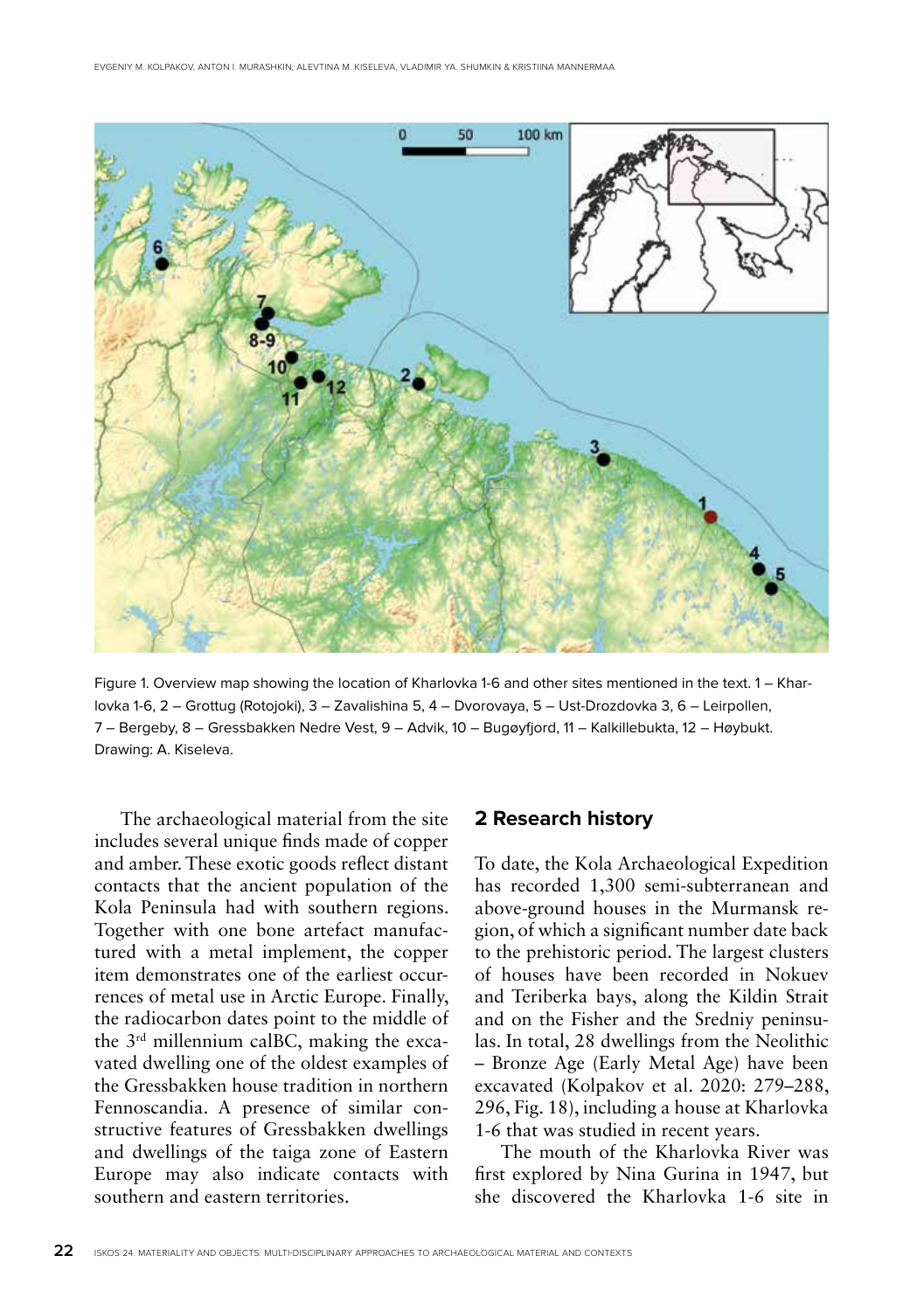Figure 1. Overview map showing the location of Kharlovka 1-6 and other sites mentioned in the text. 1 – Kharlovka 1-6, 2 – Grottug (Rotojoki), 3 – Zavalishina 5, 4 – Dvorovaya, 5 – Ust-Drozdovka 3, 6 – Leirpollen, 7 – Bergeby, 8 – Gressbakken Nedre Vest, 9 – Advik, 10 – Bugøyfjord, 11 – Kalkillebukta, 12 – Høybukt. Drawing: A. Kiseleva.

The archaeological material from the site includes several unique finds made of copper and amber. These exotic goods reflect distant contacts that the ancient population of the Kola Peninsula had with southern regions. Together with one bone artefact manufactured with a metal implement, the copper item demonstrates one of the earliest occurrences of metal use in Arctic Europe. Finally, the radiocarbon dates point to the middle of the 3rd millennium calBC, making the excavated dwelling one of the oldest examples of the Gressbakken house tradition in northern Fennoscandia. A presence of similar constructive features of Gressbakken dwellings and dwellings of the taiga zone of Eastern Europe may also indicate contacts with southern and eastern territories.

## 2 Research history

To date, the Kola Archaeological Expedition has recorded 1,300 semi-subterranean and above-ground houses in the Murmansk region, of which a significant number date back to the prehistoric period. The largest clusters of houses have been recorded in Nokuev and Teriberka bays, along the Kildin Strait and on the Fisher and the Sredniy peninsulas. In total, 28 dwellings from the Neolithic – Bronze Age (Early Metal Age) have been excavated (Kolpakov et al. 2020: 279–288, 296, Fig. 18), including a house at Kharlovka 1-6 that was studied in recent years.

The mouth of the Kharlovka River was first explored by Nina Gurina in 1947, but she discovered the Kharlovka 1-6 site in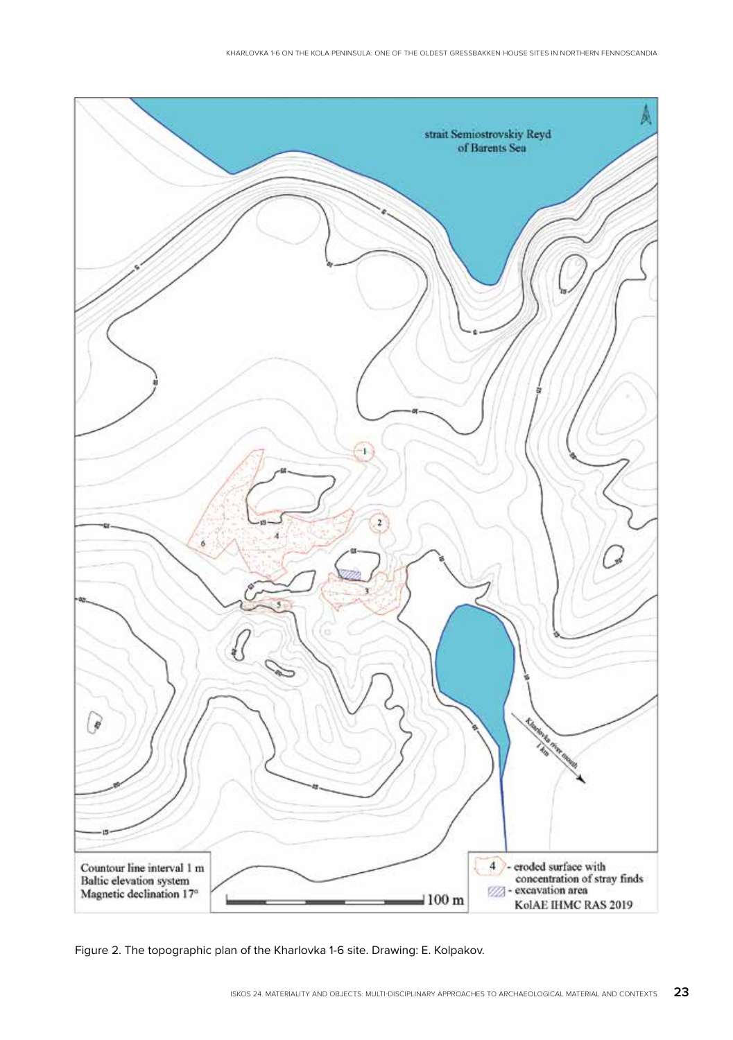Figure 2. The topographic plan of the Kharlovka 1-6 site. Drawing: E. Kolpakov.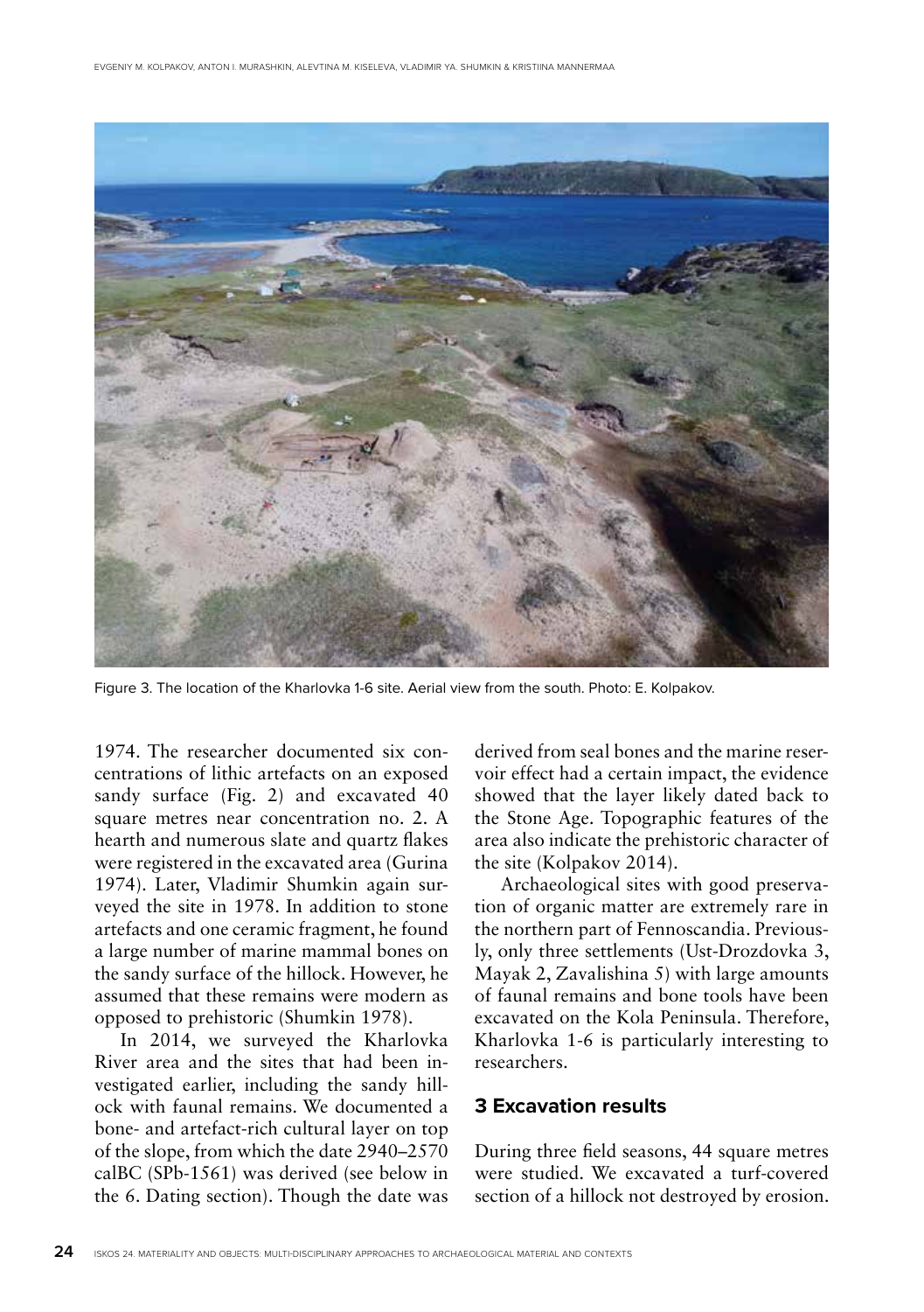Figure 3. The location of the Kharlovka 1-6 site. Aerial view from the south. Photo: E. Kolpakov.

1974. The researcher documented six concentrations of lithic artefacts on an exposed sandy surface (Fig. 2) and excavated 40 square metres near concentration no. 2. A hearth and numerous slate and quartz flakes were registered in the excavated area (Gurina 1974). Later, Vladimir Shumkin again surveyed the site in 1978. In addition to stone artefacts and one ceramic fragment, he found a large number of marine mammal bones on the sandy surface of the hillock. However, he assumed that these remains were modern as opposed to prehistoric (Shumkin 1978).

In 2014, we surveyed the Kharlovka River area and the sites that had been investigated earlier, including the sandy hillock with faunal remains. We documented a bone- and artefact-rich cultural layer on top of the slope, from which the date 2940–2570 calBC (SPb-1561) was derived (see below in the 6. Dating section). Though the date was derived from seal bones and the marine reservoir effect had a certain impact, the evidence showed that the layer likely dated back to the Stone Age. Topographic features of the area also indicate the prehistoric character of the site (Kolpakov 2014).

Archaeological sites with good preservation of organic matter are extremely rare in the northern part of Fennoscandia. Previously, only three settlements (Ust-Drozdovka 3, Mayak 2, Zavalishina 5) with large amounts of faunal remains and bone tools have been excavated on the Kola Peninsula. Therefore, Kharlovka 1-6 is particularly interesting to researchers.

## 3 Excavation results

During three field seasons, 44 square metres were studied. We excavated a turf-covered section of a hillock not destroyed by erosion.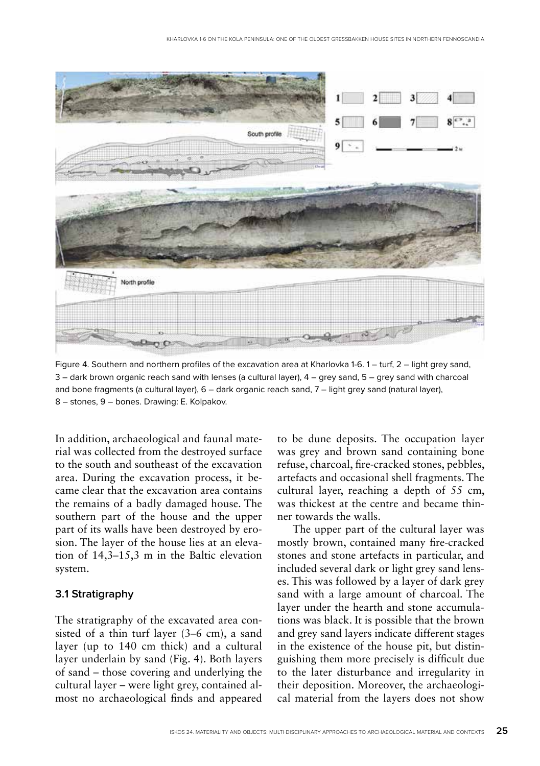Figure 4. Southern and northern profiles of the excavation area at Kharlovka 1-6. 1 – turf, 2 – light grey sand, 3 – dark brown organic reach sand with lenses (a cultural layer), 4 – grey sand, 5 – grey sand with charcoal and bone fragments (a cultural layer), 6 – dark organic reach sand, 7 – light grey sand (natural layer), 8 – stones, 9 – bones. Drawing: E. Kolpakov.

In addition, archaeological and faunal material was collected from the destroyed surface to the south and southeast of the excavation area. During the excavation process, it became clear that the excavation area contains the remains of a badly damaged house. The southern part of the house and the upper part of its walls have been destroyed by erosion. The layer of the house lies at an elevation of 14,3–15,3 m in the Baltic elevation system.

### 3.1 Stratigraphy

The stratigraphy of the excavated area consisted of a thin turf layer (3–6 cm), a sand layer (up to 140 cm thick) and a cultural layer underlain by sand (Fig. 4). Both layers of sand – those covering and underlying the cultural layer – were light grey, contained almost no archaeological finds and appeared to be dune deposits. The occupation layer was grey and brown sand containing bone refuse, charcoal, fire-cracked stones, pebbles, artefacts and occasional shell fragments. The cultural layer, reaching a depth of 55 cm, was thickest at the centre and became thinner towards the walls.

The upper part of the cultural layer was mostly brown, contained many fire-cracked stones and stone artefacts in particular, and included several dark or light grey sand lenses. This was followed by a layer of dark grey sand with a large amount of charcoal. The layer under the hearth and stone accumulations was black. It is possible that the brown and grey sand layers indicate different stages in the existence of the house pit, but distinguishing them more precisely is difficult due to the later disturbance and irregularity in their deposition. Moreover, the archaeological material from the layers does not show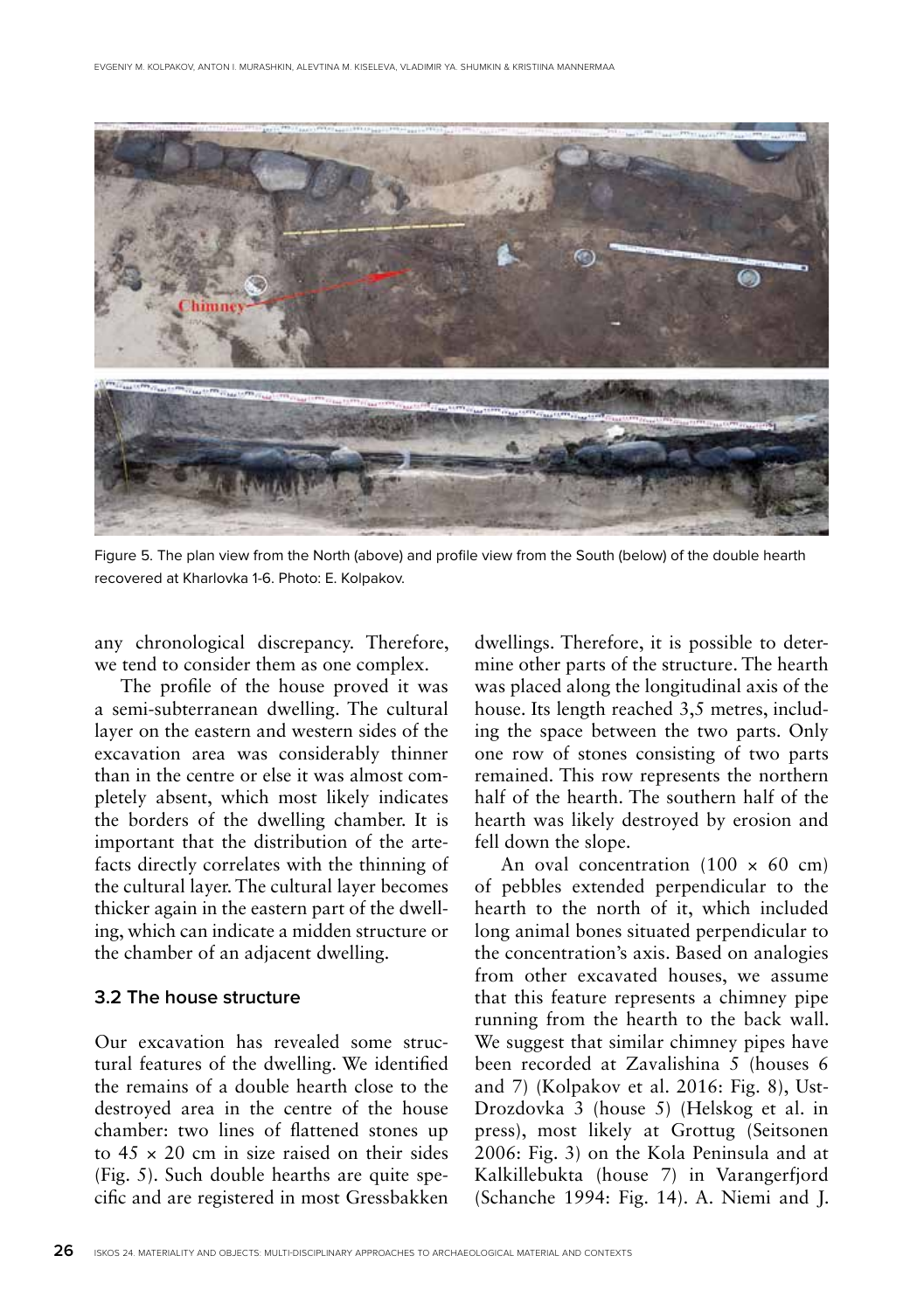Figure 5. The plan view from the North (above) and profile view from the South (below) of the double hearth recovered at Kharlovka 1-6. Photo: E. Kolpakov.

any chronological discrepancy. Therefore, we tend to consider them as one complex.

The profile of the house proved it was a semi-subterranean dwelling. The cultural layer on the eastern and western sides of the excavation area was considerably thinner than in the centre or else it was almost completely absent, which most likely indicates the borders of the dwelling chamber. It is important that the distribution of the artefacts directly correlates with the thinning of the cultural layer. The cultural layer becomes thicker again in the eastern part of the dwelling, which can indicate a midden structure or the chamber of an adjacent dwelling.

### 3.2 The house structure

Our excavation has revealed some structural features of the dwelling. We identified the remains of a double hearth close to the destroyed area in the centre of the house chamber: two lines of flattened stones up to 45 × 20 cm in size raised on their sides (Fig. 5). Such double hearths are quite specific and are registered in most Gressbakken dwellings. Therefore, it is possible to determine other parts of the structure. The hearth was placed along the longitudinal axis of the house. Its length reached 3,5 metres, including the space between the two parts. Only one row of stones consisting of two parts remained. This row represents the northern half of the hearth. The southern half of the hearth was likely destroyed by erosion and fell down the slope.

An oval concentration (100 × 60 cm) of pebbles extended perpendicular to the hearth to the north of it, which included long animal bones situated perpendicular to the concentration's axis. Based on analogies from other excavated houses, we assume that this feature represents a chimney pipe running from the hearth to the back wall. We suggest that similar chimney pipes have been recorded at Zavalishina 5 (houses 6 and 7) (Kolpakov et al. 2016: Fig. 8), Ust-Drozdovka 3 (house 5) (Helskog et al. in press), most likely at Grottug (Seitsonen 2006: Fig. 3) on the Kola Peninsula and at Kalkillebukta (house 7) in Varangerfjord (Schanche 1994: Fig. 14). A. Niemi and J.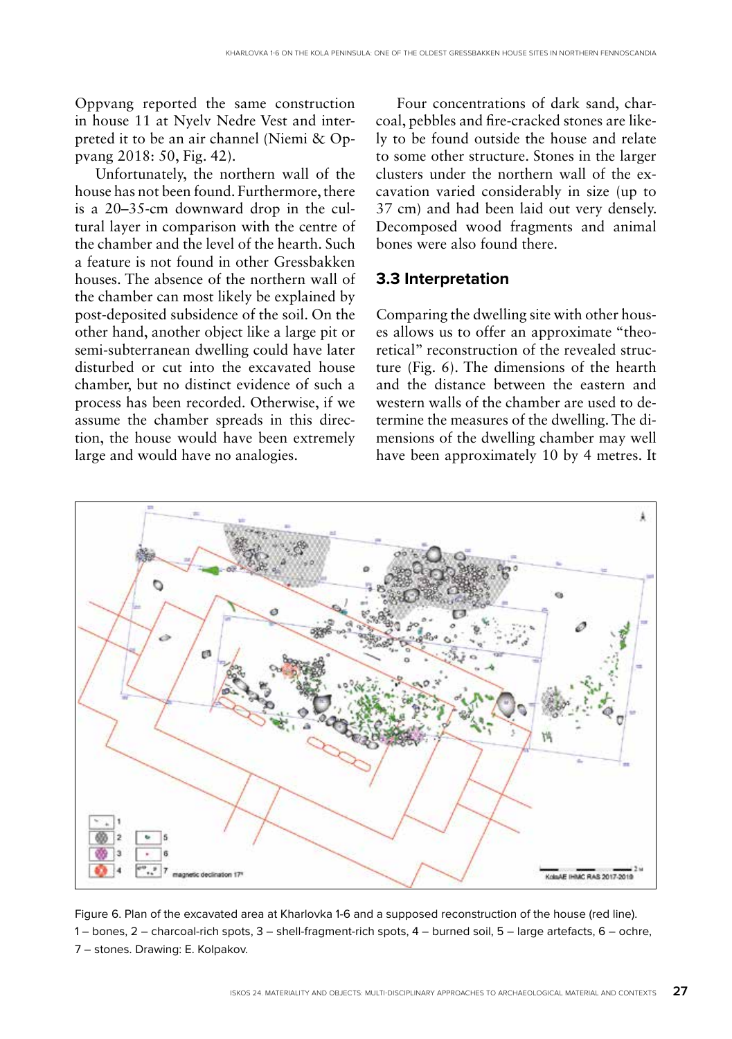Oppvang reported the same construction in house 11 at Nyelv Nedre Vest and interpreted it to be an air channel (Niemi & Oppvang 2018: 50, Fig. 42).

Unfortunately, the northern wall of the house has not been found. Furthermore, there is a 20–35-cm downward drop in the cultural layer in comparison with the centre of the chamber and the level of the hearth. Such a feature is not found in other Gressbakken houses. The absence of the northern wall of the chamber can most likely be explained by post-deposited subsidence of the soil. On the other hand, another object like a large pit or semi-subterranean dwelling could have later disturbed or cut into the excavated house chamber, but no distinct evidence of such a process has been recorded. Otherwise, if we assume the chamber spreads in this direction, the house would have been extremely large and would have no analogies.

Four concentrations of dark sand, charcoal, pebbles and fire-cracked stones are likely to be found outside the house and relate to some other structure. Stones in the larger clusters under the northern wall of the excavation varied considerably in size (up to 37 cm) and had been laid out very densely. Decomposed wood fragments and animal bones were also found there.

### 3.3 Interpretation

Comparing the dwelling site with other houses allows us to offer an approximate "theoretical" reconstruction of the revealed structure (Fig. 6). The dimensions of the hearth and the distance between the eastern and western walls of the chamber are used to determine the measures of the dwelling. The dimensions of the dwelling chamber may well have been approximately 10 by 4 metres. It

Figure 6. Plan of the excavated area at Kharlovka 1-6 and a supposed reconstruction of the house (red line). 1 – bones, 2 – charcoal-rich spots, 3 – shell-fragment-rich spots, 4 – burned soil, 5 – large artefacts, 6 – ochre, 7 – stones. Drawing: E. Kolpakov.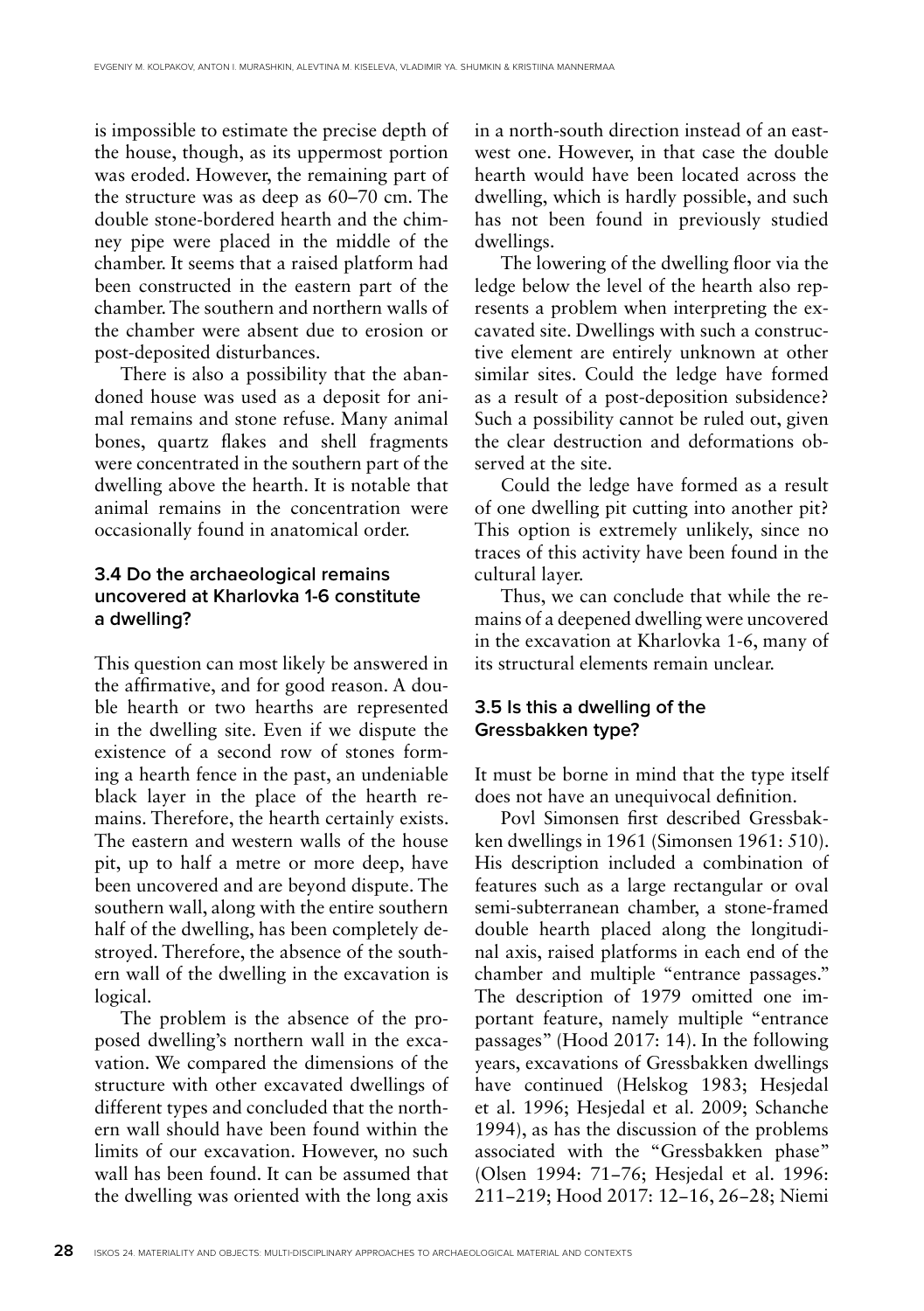is impossible to estimate the precise depth of the house, though, as its uppermost portion was eroded. However, the remaining part of the structure was as deep as 60–70 cm. The double stone-bordered hearth and the chimney pipe were placed in the middle of the chamber. It seems that a raised platform had been constructed in the eastern part of the chamber. The southern and northern walls of the chamber were absent due to erosion or post-deposited disturbances.

There is also a possibility that the abandoned house was used as a deposit for animal remains and stone refuse. Many animal bones, quartz flakes and shell fragments were concentrated in the southern part of the dwelling above the hearth. It is notable that animal remains in the concentration were occasionally found in anatomical order.

### 3.4 Do the archaeological remains uncovered at Kharlovka 1-6 constitute a dwelling?

This question can most likely be answered in the affirmative, and for good reason. A double hearth or two hearths are represented in the dwelling site. Even if we dispute the existence of a second row of stones forming a hearth fence in the past, an undeniable black layer in the place of the hearth remains. Therefore, the hearth certainly exists. The eastern and western walls of the house pit, up to half a metre or more deep, have been uncovered and are beyond dispute. The southern wall, along with the entire southern half of the dwelling, has been completely destroyed. Therefore, the absence of the southern wall of the dwelling in the excavation is logical.

The problem is the absence of the proposed dwelling's northern wall in the excavation. We compared the dimensions of the structure with other excavated dwellings of different types and concluded that the northern wall should have been found within the limits of our excavation. However, no such wall has been found. It can be assumed that the dwelling was oriented with the long axis in a north-south direction instead of an east-west one. However, in that case the double hearth would have been located across the dwelling, which is hardly possible, and such has not been found in previously studied dwellings.

The lowering of the dwelling floor via the ledge below the level of the hearth also represents a problem when interpreting the excavated site. Dwellings with such a constructive element are entirely unknown at other similar sites. Could the ledge have formed as a result of a post-deposition subsidence? Such a possibility cannot be ruled out, given the clear destruction and deformations observed at the site.

Could the ledge have formed as a result of one dwelling pit cutting into another pit? This option is extremely unlikely, since no traces of this activity have been found in the cultural layer.

Thus, we can conclude that while the remains of a deepened dwelling were uncovered in the excavation at Kharlovka 1-6, many of its structural elements remain unclear.

### 3.5 Is this a dwelling of the Gressbakken type?

It must be borne in mind that the type itself does not have an unequivocal definition.

Povl Simonsen first described Gressbakken dwellings in 1961 (Simonsen 1961: 510). His description included a combination of features such as a large rectangular or oval semi-subterranean chamber, a stone-framed double hearth placed along the longitudinal axis, raised platforms in each end of the chamber and multiple "entrance passages." The description of 1979 omitted one important feature, namely multiple "entrance passages" (Hood 2017: 14). In the following years, excavations of Gressbakken dwellings have continued (Helskog 1983; Hesjedal et al. 1996; Hesjedal et al. 2009; Schanche 1994), as has the discussion of the problems associated with the "Gressbakken phase" (Olsen 1994: 71–76; Hesjedal et al. 1996: 211–219; Hood 2017: 12–16, 26–28; Niemi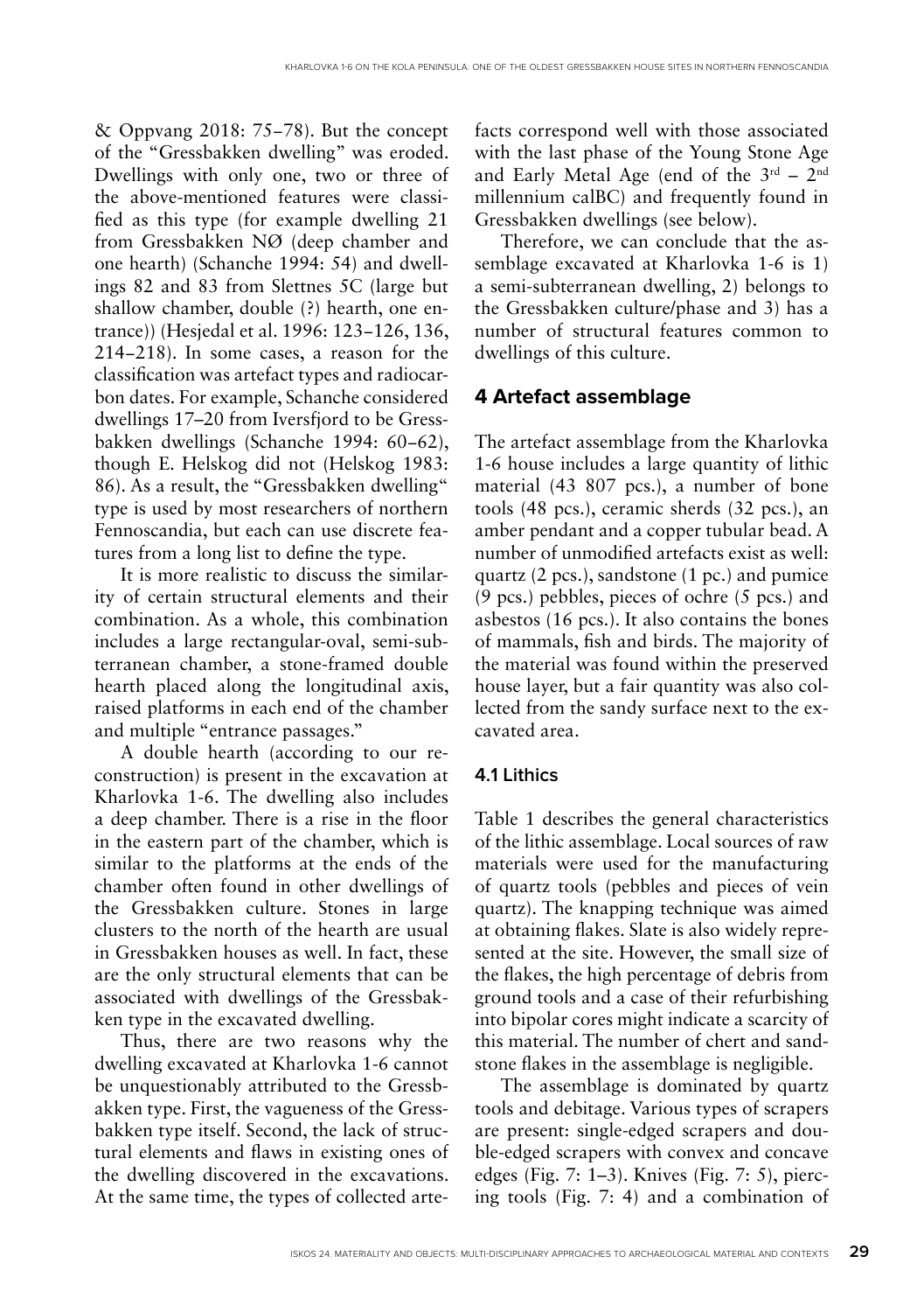& Oppvang 2018: 75–78). But the concept of the "Gressbakken dwelling" was eroded. Dwellings with only one, two or three of the above-mentioned features were classified as this type (for example dwelling 21 from Gressbakken NØ (deep chamber and one hearth) (Schanche 1994: 54) and dwellings 82 and 83 from Slettnes 5C (large but shallow chamber, double (?) hearth, one entrance)) (Hesjedal et al. 1996: 123–126, 136, 214–218). In some cases, a reason for the classification was artefact types and radiocarbon dates. For example, Schanche considered dwellings 17–20 from Iversfjord to be Gressbakken dwellings (Schanche 1994: 60–62), though E. Helskog did not (Helskog 1983: 86). As a result, the "Gressbakken dwelling" type is used by most researchers of northern Fennoscandia, but each can use discrete features from a long list to define the type.

It is more realistic to discuss the similarity of certain structural elements and their combination. As a whole, this combination includes a large rectangular-oval, semi-subterranean chamber, a stone-framed double hearth placed along the longitudinal axis, raised platforms in each end of the chamber and multiple "entrance passages."

A double hearth (according to our reconstruction) is present in the excavation at Kharlovka 1-6. The dwelling also includes a deep chamber. There is a rise in the floor in the eastern part of the chamber, which is similar to the platforms at the ends of the chamber often found in other dwellings of the Gressbakken culture. Stones in large clusters to the north of the hearth are usual in Gressbakken houses as well. In fact, these are the only structural elements that can be associated with dwellings of the Gressbakken type in the excavated dwelling.

Thus, there are two reasons why the dwelling excavated at Kharlovka 1-6 cannot be unquestionably attributed to the Gressbakken type. First, the vagueness of the Gressbakken type itself. Second, the lack of structural elements and flaws in existing ones of the dwelling discovered in the excavations. At the same time, the types of collected artefacts correspond well with those associated with the last phase of the Young Stone Age and Early Metal Age (end of the 3rd – 2nd millennium calBC) and frequently found in Gressbakken dwellings (see below).

Therefore, we can conclude that the assemblage excavated at Kharlovka 1-6 is 1) a semi-subterranean dwelling, 2) belongs to the Gressbakken culture/phase and 3) has a number of structural features common to dwellings of this culture.

## 4 Artefact assemblage

The artefact assemblage from the Kharlovka 1-6 house includes a large quantity of lithic material (43 807 pcs.), a number of bone tools (48 pcs.), ceramic sherds (32 pcs.), an amber pendant and a copper tubular bead. A number of unmodified artefacts exist as well: quartz (2 pcs.), sandstone (1 pc.) and pumice (9 pcs.) pebbles, pieces of ochre (5 pcs.) and asbestos (16 pcs.). It also contains the bones of mammals, fish and birds. The majority of the material was found within the preserved house layer, but a fair quantity was also collected from the sandy surface next to the excavated area.

### 4.1 Lithics

Table 1 describes the general characteristics of the lithic assemblage. Local sources of raw materials were used for the manufacturing of quartz tools (pebbles and pieces of vein quartz). The knapping technique was aimed at obtaining flakes. Slate is also widely represented at the site. However, the small size of the flakes, the high percentage of debris from ground tools and a case of their refurbishing into bipolar cores might indicate a scarcity of this material. The number of chert and sandstone flakes in the assemblage is negligible.

The assemblage is dominated by quartz tools and debitage. Various types of scrapers are present: single-edged scrapers and double-edged scrapers with convex and concave edges (Fig. 7: 1–3). Knives (Fig. 7: 5), piercing tools (Fig. 7: 4) and a combination of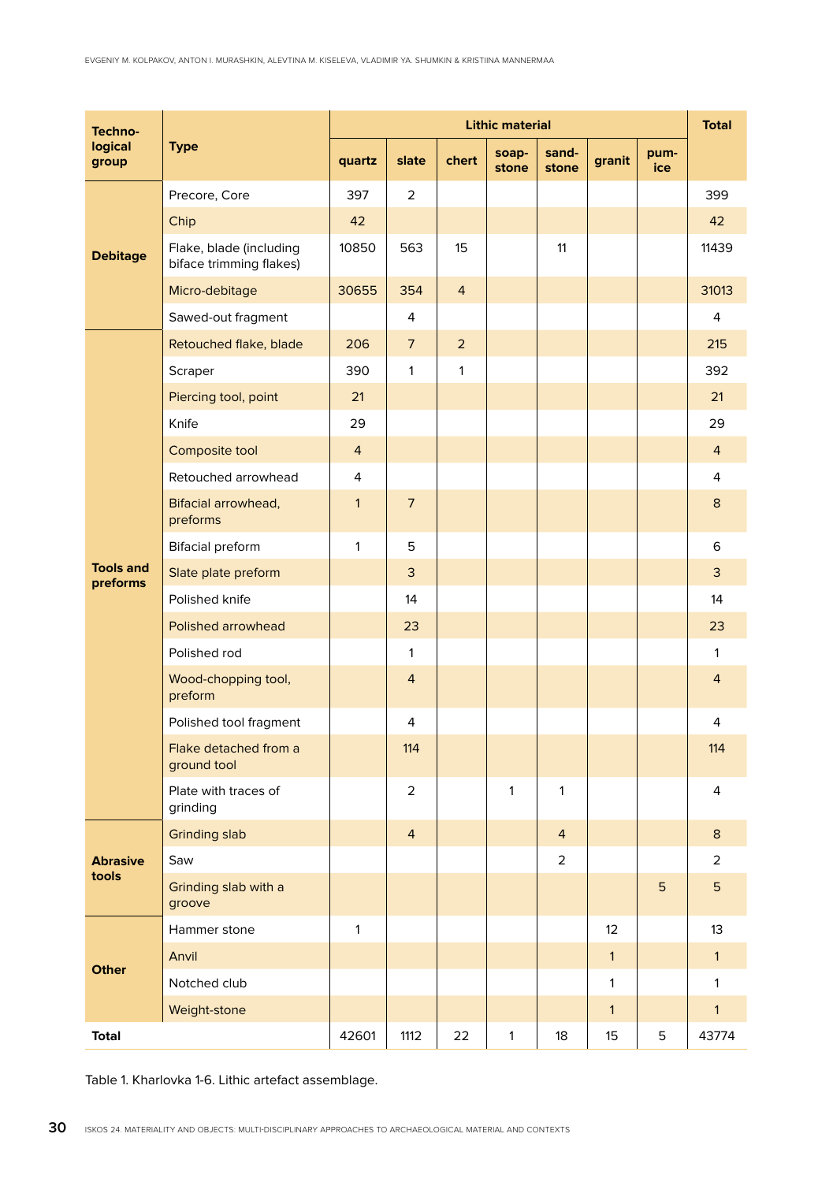| Techno-logical group | Type | Lithic material | | | | | | | Total |
|---|---|---|---|---|---|---|---|---|---|
| | | quartz | slate | chert | soap-stone | sand-stone | granit | pum-ice | |
| Debitage | Precore, Core | 397 | 2 | | | | | | 399 |
| | Chip | 42 | | | | | | | 42 |
| | Flake, blade (including biface trimming flakes) | 10850 | 563 | 15 | | 11 | | | 11439 |
| | Micro-debitage | 30655 | 354 | 4 | | | | | 31013 |
| | Sawed-out fragment | | 4 | | | | | | 4 |
| Tools and preforms | Retouched flake, blade | 206 | 7 | 2 | | | | | 215 |
| | Scraper | 390 | 1 | 1 | | | | | 392 |
| | Piercing tool, point | 21 | | | | | | | 21 |
| | Knife | 29 | | | | | | | 29 |
| | Composite tool | 4 | | | | | | | 4 |
| | Retouched arrowhead | 4 | | | | | | | 4 |
| | Bifacial arrowhead, preforms | 1 | 7 | | | | | | 8 |
| | Bifacial preform | 1 | 5 | | | | | | 6 |
| | Slate plate preform | | 3 | | | | | | 3 |
| | Polished knife | | 14 | | | | | | 14 |
| | Polished arrowhead | | 23 | | | | | | 23 |
| | Polished rod | | 1 | | | | | | 1 |
| | Wood-chopping tool, preform | | 4 | | | | | | 4 |
| | Polished tool fragment | | 4 | | | | | | 4 |
| | Flake detached from a ground tool | | 114 | | | | | | 114 |
| | Plate with traces of grinding | | 2 | | 1 | 1 | | | 4 |
| Abrasive tools | Grinding slab | | 4 | | | 4 | | | 8 |
| | Saw | | | | | 2 | | | 2 |
| | Grinding slab with a groove | | | | | | | 5 | 5 |
| Other | Hammer stone | 1 | | | | | 12 | | 13 |
| | Anvil | | | | | | 1 | | 1 |
| | Notched club | | | | | | 1 | | 1 |
| | Weight-stone | | | | | | 1 | | 1 |
| Total | | 42601 | 1112 | 22 | 1 | 18 | 15 | 5 | 43774 |

Table 1. Kharlovka 1-6. Lithic artefact assemblage.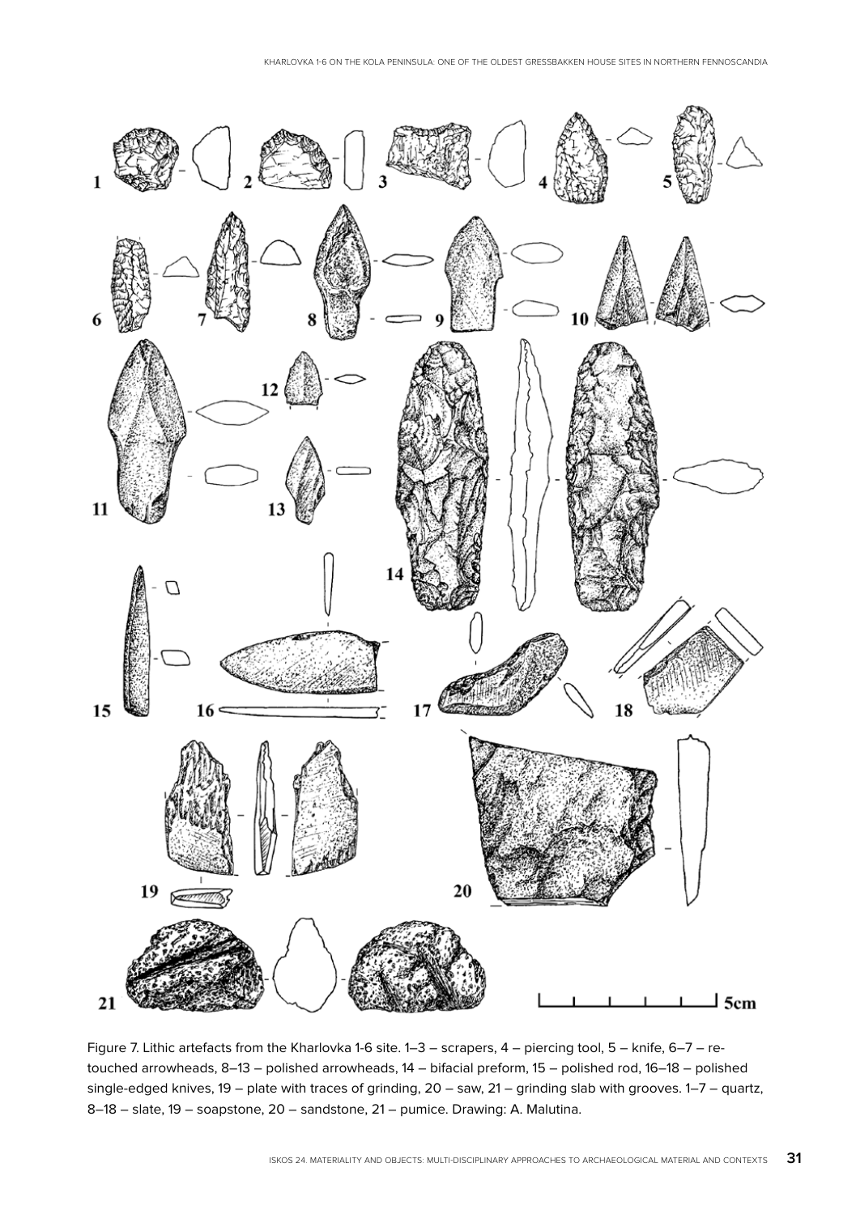Figure 7. Lithic artefacts from the Kharlovka 1-6 site. 1–3 – scrapers, 4 – piercing tool, 5 – knife, 6–7 – retouched arrowheads, 8–13 – polished arrowheads, 14 – bifacial preform, 15 – polished rod, 16–18 – polished single-edged knives, 19 – plate with traces of grinding, 20 – saw, 21 – grinding slab with grooves. 1–7 – quartz, 8–18 – slate, 19 – soapstone, 20 – sandstone, 21 – pumice. Drawing: A. Malutina.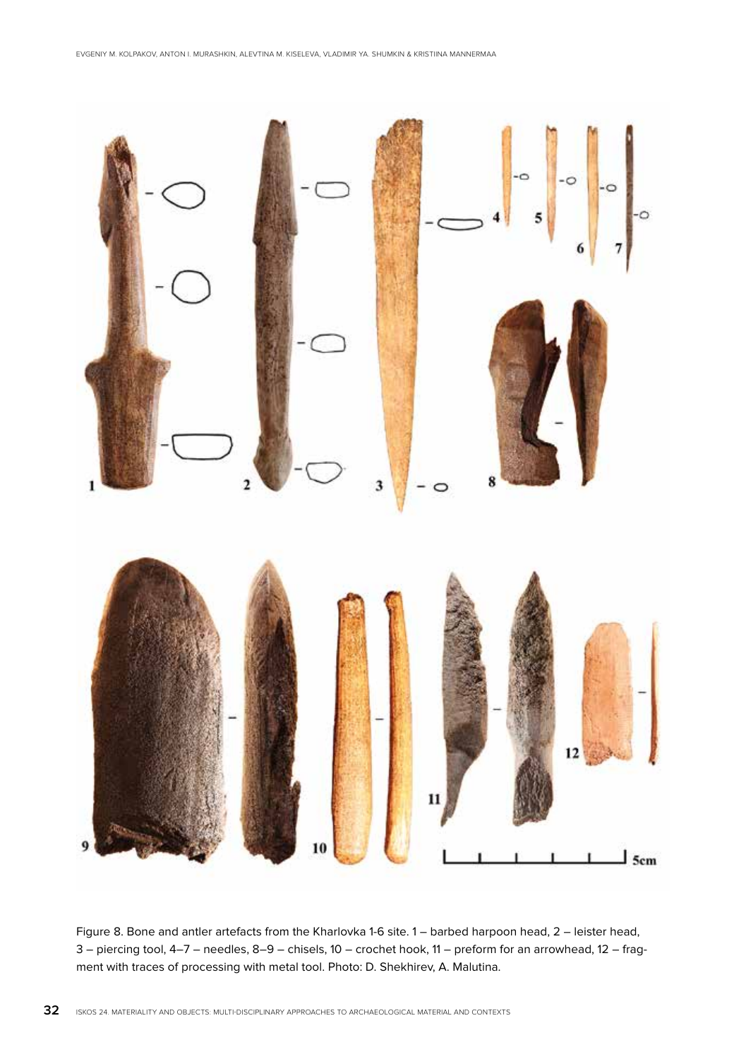Figure 8. Bone and antler artefacts from the Kharlovka 1-6 site. 1 – barbed harpoon head, 2 – leister head, 3 – piercing tool, 4–7 – needles, 8–9 – chisels, 10 – crochet hook, 11 – preform for an arrowhead, 12 – fragment with traces of processing with metal tool. Photo: D. Shekhirev, A. Malutina.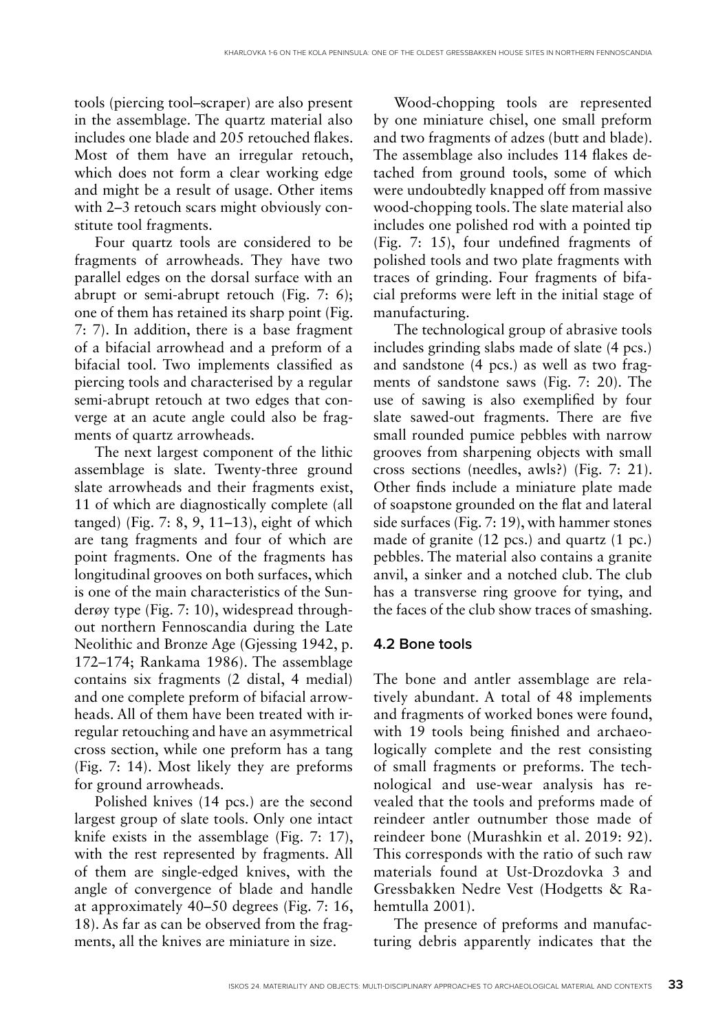tools (piercing tool–scraper) are also present in the assemblage. The quartz material also includes one blade and 205 retouched flakes. Most of them have an irregular retouch, which does not form a clear working edge and might be a result of usage. Other items with 2–3 retouch scars might obviously constitute tool fragments.

Four quartz tools are considered to be fragments of arrowheads. They have two parallel edges on the dorsal surface with an abrupt or semi-abrupt retouch (Fig. 7: 6); one of them has retained its sharp point (Fig. 7: 7). In addition, there is a base fragment of a bifacial arrowhead and a preform of a bifacial tool. Two implements classified as piercing tools and characterised by a regular semi-abrupt retouch at two edges that converge at an acute angle could also be fragments of quartz arrowheads.

The next largest component of the lithic assemblage is slate. Twenty-three ground slate arrowheads and their fragments exist, 11 of which are diagnostically complete (all tanged) (Fig. 7: 8, 9, 11–13), eight of which are tang fragments and four of which are point fragments. One of the fragments has longitudinal grooves on both surfaces, which is one of the main characteristics of the Sunderøy type (Fig. 7: 10), widespread throughout northern Fennoscandia during the Late Neolithic and Bronze Age (Gjessing 1942, p. 172–174; Rankama 1986). The assemblage contains six fragments (2 distal, 4 medial) and one complete preform of bifacial arrowheads. All of them have been treated with irregular retouching and have an asymmetrical cross section, while one preform has a tang (Fig. 7: 14). Most likely they are preforms for ground arrowheads.

Polished knives (14 pcs.) are the second largest group of slate tools. Only one intact knife exists in the assemblage (Fig. 7: 17), with the rest represented by fragments. All of them are single-edged knives, with the angle of convergence of blade and handle at approximately 40–50 degrees (Fig. 7: 16, 18). As far as can be observed from the fragments, all the knives are miniature in size.

Wood-chopping tools are represented by one miniature chisel, one small preform and two fragments of adzes (butt and blade). The assemblage also includes 114 flakes detached from ground tools, some of which were undoubtedly knapped off from massive wood-chopping tools. The slate material also includes one polished rod with a pointed tip (Fig. 7: 15), four undefined fragments of polished tools and two plate fragments with traces of grinding. Four fragments of bifacial preforms were left in the initial stage of manufacturing.

The technological group of abrasive tools includes grinding slabs made of slate (4 pcs.) and sandstone (4 pcs.) as well as two fragments of sandstone saws (Fig. 7: 20). The use of sawing is also exemplified by four slate sawed-out fragments. There are five small rounded pumice pebbles with narrow grooves from sharpening objects with small cross sections (needles, awls?) (Fig. 7: 21). Other finds include a miniature plate made of soapstone grounded on the flat and lateral side surfaces (Fig. 7: 19), with hammer stones made of granite (12 pcs.) and quartz (1 pc.) pebbles. The material also contains a granite anvil, a sinker and a notched club. The club has a transverse ring groove for tying, and the faces of the club show traces of smashing.

### 4.2 Bone tools

The bone and antler assemblage are relatively abundant. A total of 48 implements and fragments of worked bones were found, with 19 tools being finished and archaeologically complete and the rest consisting of small fragments or preforms. The technological and use-wear analysis has revealed that the tools and preforms made of reindeer antler outnumber those made of reindeer bone (Murashkin et al. 2019: 92). This corresponds with the ratio of such raw materials found at Ust-Drozdovka 3 and Gressbakken Nedre Vest (Hodgetts & Rahemtulla 2001).

The presence of preforms and manufacturing debris apparently indicates that the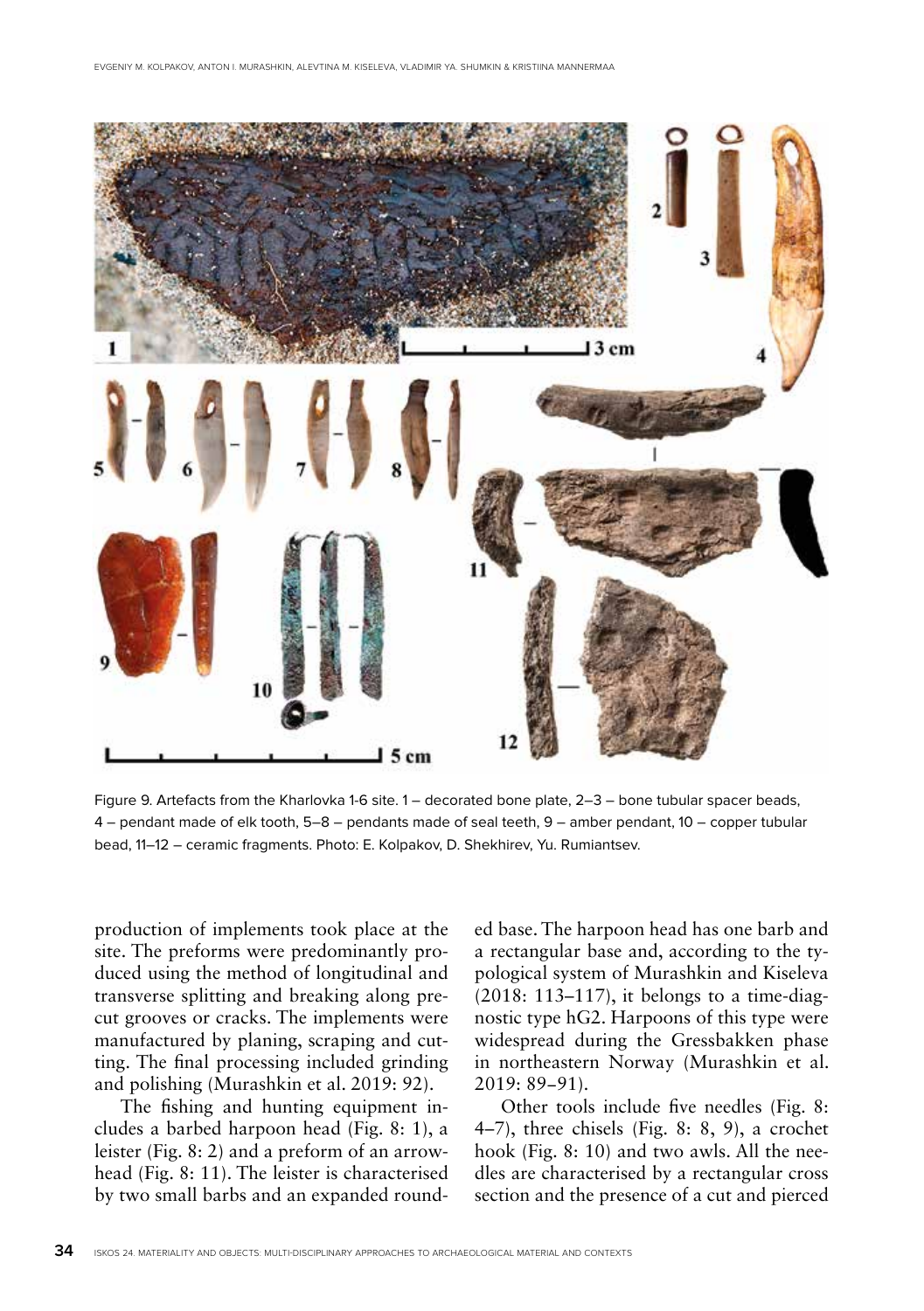Figure 9. Artefacts from the Kharlovka 1-6 site. 1 – decorated bone plate, 2–3 – bone tubular spacer beads, 4 – pendant made of elk tooth, 5–8 – pendants made of seal teeth, 9 – amber pendant, 10 – copper tubular bead, 11–12 – ceramic fragments. Photo: E. Kolpakov, D. Shekhirev, Yu. Rumiantsev.

production of implements took place at the site. The preforms were predominantly produced using the method of longitudinal and transverse splitting and breaking along precut grooves or cracks. The implements were manufactured by planing, scraping and cutting. The final processing included grinding and polishing (Murashkin et al. 2019: 92).

The fishing and hunting equipment includes a barbed harpoon head (Fig. 8: 1), a leister (Fig. 8: 2) and a preform of an arrowhead (Fig. 8: 11). The leister is characterised by two small barbs and an expanded rounded base. The harpoon head has one barb and a rectangular base and, according to the typological system of Murashkin and Kiseleva (2018: 113–117), it belongs to a time-diagnostic type hG2. Harpoons of this type were widespread during the Gressbakken phase in northeastern Norway (Murashkin et al. 2019: 89–91).

Other tools include five needles (Fig. 8: 4–7), three chisels (Fig. 8: 8, 9), a crochet hook (Fig. 8: 10) and two awls. All the needles are characterised by a rectangular cross section and the presence of a cut and pierced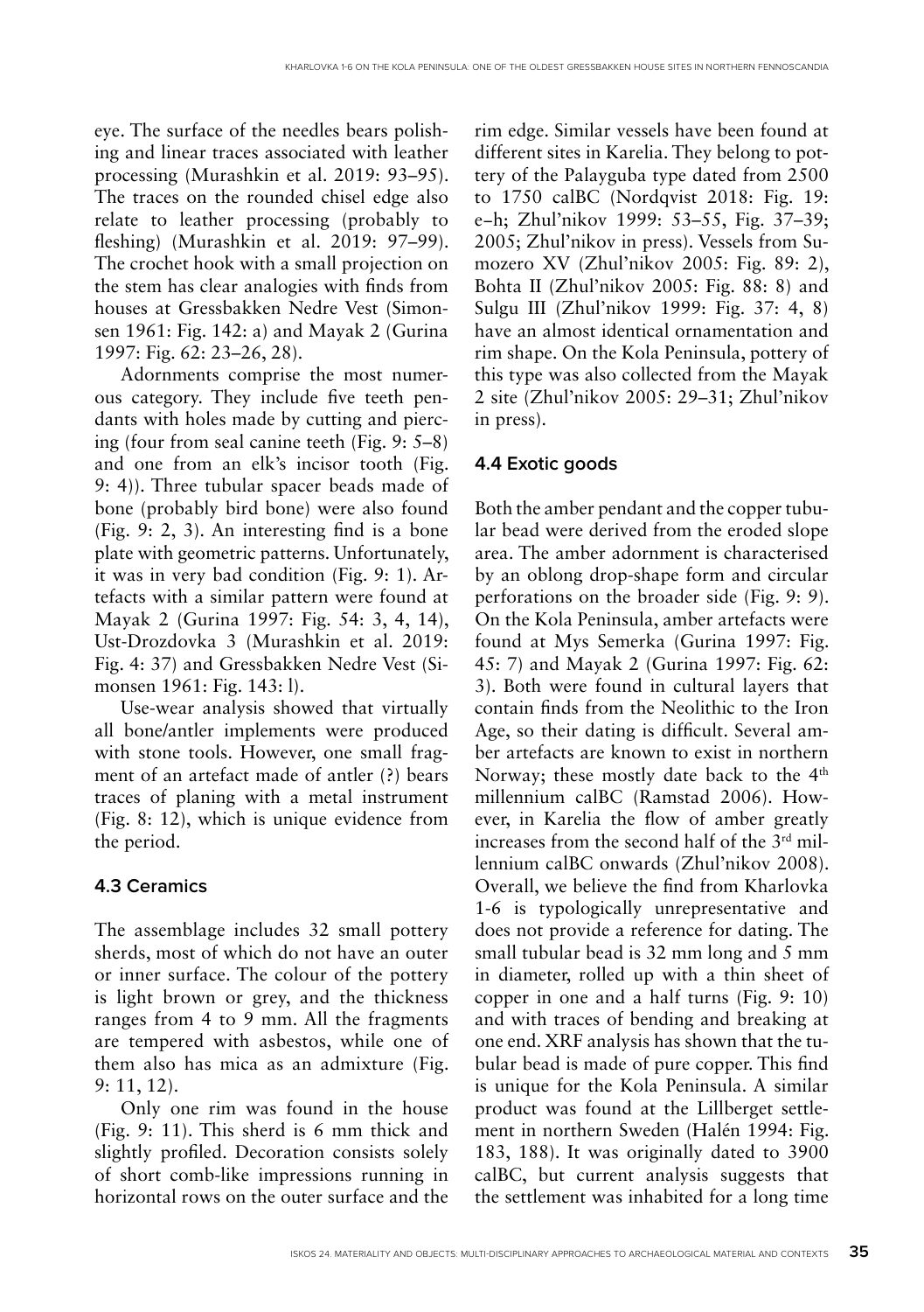eye. The surface of the needles bears polishing and linear traces associated with leather processing (Murashkin et al. 2019: 93–95). The traces on the rounded chisel edge also relate to leather processing (probably to fleshing) (Murashkin et al. 2019: 97–99). The crochet hook with a small projection on the stem has clear analogies with finds from houses at Gressbakken Nedre Vest (Simonsen 1961: Fig. 142: a) and Mayak 2 (Gurina 1997: Fig. 62: 23–26, 28).

Adornments comprise the most numerous category. They include five teeth pendants with holes made by cutting and piercing (four from seal canine teeth (Fig. 9: 5–8) and one from an elk's incisor tooth (Fig. 9: 4)). Three tubular spacer beads made of bone (probably bird bone) were also found (Fig. 9: 2, 3). An interesting find is a bone plate with geometric patterns. Unfortunately, it was in very bad condition (Fig. 9: 1). Artefacts with a similar pattern were found at Mayak 2 (Gurina 1997: Fig. 54: 3, 4, 14), Ust-Drozdovka 3 (Murashkin et al. 2019: Fig. 4: 37) and Gressbakken Nedre Vest (Simonsen 1961: Fig. 143: l).

Use-wear analysis showed that virtually all bone/antler implements were produced with stone tools. However, one small fragment of an artefact made of antler (?) bears traces of planing with a metal instrument (Fig. 8: 12), which is unique evidence from the period.

### 4.3 Ceramics

The assemblage includes 32 small pottery sherds, most of which do not have an outer or inner surface. The colour of the pottery is light brown or grey, and the thickness ranges from 4 to 9 mm. All the fragments are tempered with asbestos, while one of them also has mica as an admixture (Fig. 9: 11, 12).

Only one rim was found in the house (Fig. 9: 11). This sherd is 6 mm thick and slightly profiled. Decoration consists solely of short comb-like impressions running in horizontal rows on the outer surface and the rim edge. Similar vessels have been found at different sites in Karelia. They belong to pottery of the Palayguba type dated from 2500 to 1750 calBC (Nordqvist 2018: Fig. 19: e–h; Zhul'nikov 1999: 53–55, Fig. 37–39; 2005; Zhul'nikov in press). Vessels from Sumozero XV (Zhul'nikov 2005: Fig. 89: 2), Bohta II (Zhul'nikov 2005: Fig. 88: 8) and Sulgu III (Zhul'nikov 1999: Fig. 37: 4, 8) have an almost identical ornamentation and rim shape. On the Kola Peninsula, pottery of this type was also collected from the Mayak 2 site (Zhul'nikov 2005: 29–31; Zhul'nikov in press).

### 4.4 Exotic goods

Both the amber pendant and the copper tubular bead were derived from the eroded slope area. The amber adornment is characterised by an oblong drop-shape form and circular perforations on the broader side (Fig. 9: 9). On the Kola Peninsula, amber artefacts were found at Mys Semerka (Gurina 1997: Fig. 45: 7) and Mayak 2 (Gurina 1997: Fig. 62: 3). Both were found in cultural layers that contain finds from the Neolithic to the Iron Age, so their dating is difficult. Several amber artefacts are known to exist in northern Norway; these mostly date back to the 4th millennium calBC (Ramstad 2006). However, in Karelia the flow of amber greatly increases from the second half of the 3rd millennium calBC onwards (Zhul'nikov 2008). Overall, we believe the find from Kharlovka 1-6 is typologically unrepresentative and does not provide a reference for dating. The small tubular bead is 32 mm long and 5 mm in diameter, rolled up with a thin sheet of copper in one and a half turns (Fig. 9: 10) and with traces of bending and breaking at one end. XRF analysis has shown that the tubular bead is made of pure copper. This find is unique for the Kola Peninsula. A similar product was found at the Lillberget settlement in northern Sweden (Halén 1994: Fig. 183, 188). It was originally dated to 3900 calBC, but current analysis suggests that the settlement was inhabited for a long time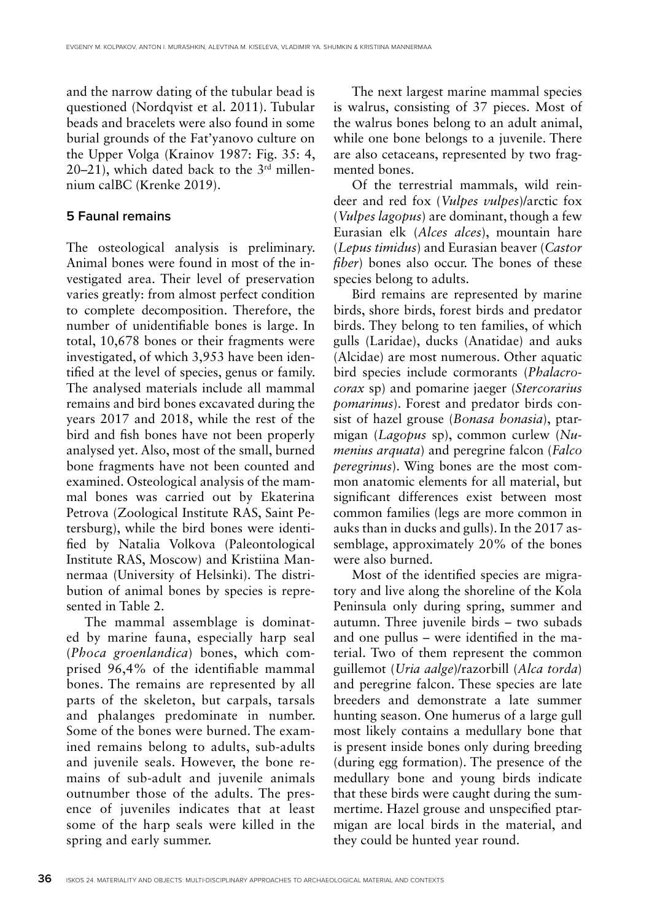and the narrow dating of the tubular bead is questioned (Nordqvist et al. 2011). Tubular beads and bracelets were also found in some burial grounds of the Fat'yanovo culture on the Upper Volga (Krainov 1987: Fig. 35: 4, 20–21), which dated back to the 3rd millennium calBC (Krenke 2019).

## 5 Faunal remains

The osteological analysis is preliminary. Animal bones were found in most of the investigated area. Their level of preservation varies greatly: from almost perfect condition to complete decomposition. Therefore, the number of unidentifiable bones is large. In total, 10,678 bones or their fragments were investigated, of which 3,953 have been identified at the level of species, genus or family. The analysed materials include all mammal remains and bird bones excavated during the years 2017 and 2018, while the rest of the bird and fish bones have not been properly analysed yet. Also, most of the small, burned bone fragments have not been counted and examined. Osteological analysis of the mammal bones was carried out by Ekaterina Petrova (Zoological Institute RAS, Saint Petersburg), while the bird bones were identified by Natalia Volkova (Paleontological Institute RAS, Moscow) and Kristiina Mannermaa (University of Helsinki). The distribution of animal bones by species is represented in Table 2.

The mammal assemblage is dominated by marine fauna, especially harp seal (*Phoca groenlandica*) bones, which comprised 96,4% of the identifiable mammal bones. The remains are represented by all parts of the skeleton, but carpals, tarsals and phalanges predominate in number. Some of the bones were burned. The examined remains belong to adults, sub-adults and juvenile seals. However, the bone remains of sub-adult and juvenile animals outnumber those of the adults. The presence of juveniles indicates that at least some of the harp seals were killed in the spring and early summer.

The next largest marine mammal species is walrus, consisting of 37 pieces. Most of the walrus bones belong to an adult animal, while one bone belongs to a juvenile. There are also cetaceans, represented by two fragmented bones.

Of the terrestrial mammals, wild reindeer and red fox (*Vulpes vulpes*)/arctic fox (*Vulpes lagopus*) are dominant, though a few Eurasian elk (*Alces alces*), mountain hare (*Lepus timidus*) and Eurasian beaver (*Castor fiber*) bones also occur. The bones of these species belong to adults.

Bird remains are represented by marine birds, shore birds, forest birds and predator birds. They belong to ten families, of which gulls (Laridae), ducks (Anatidae) and auks (Alcidae) are most numerous. Other aquatic bird species include cormorants (*Phalacrocorax* sp) and pomarine jaeger (*Stercorarius pomarinus*). Forest and predator birds consist of hazel grouse (*Bonasa bonasia*), ptarmigan (*Lagopus* sp), common curlew (*Numenius arquata*) and peregrine falcon (*Falco peregrinus*). Wing bones are the most common anatomic elements for all material, but significant differences exist between most common families (legs are more common in auks than in ducks and gulls). In the 2017 assemblage, approximately 20% of the bones were also burned.

Most of the identified species are migratory and live along the shoreline of the Kola Peninsula only during spring, summer and autumn. Three juvenile birds – two subads and one pullus – were identified in the material. Two of them represent the common guillemot (*Uria aalge*)/razorbill (*Alca torda*) and peregrine falcon. These species are late breeders and demonstrate a late summer hunting season. One humerus of a large gull most likely contains a medullary bone that is present inside bones only during breeding (during egg formation). The presence of the medullary bone and young birds indicate that these birds were caught during the summertime. Hazel grouse and unspecified ptarmigan are local birds in the material, and they could be hunted year round.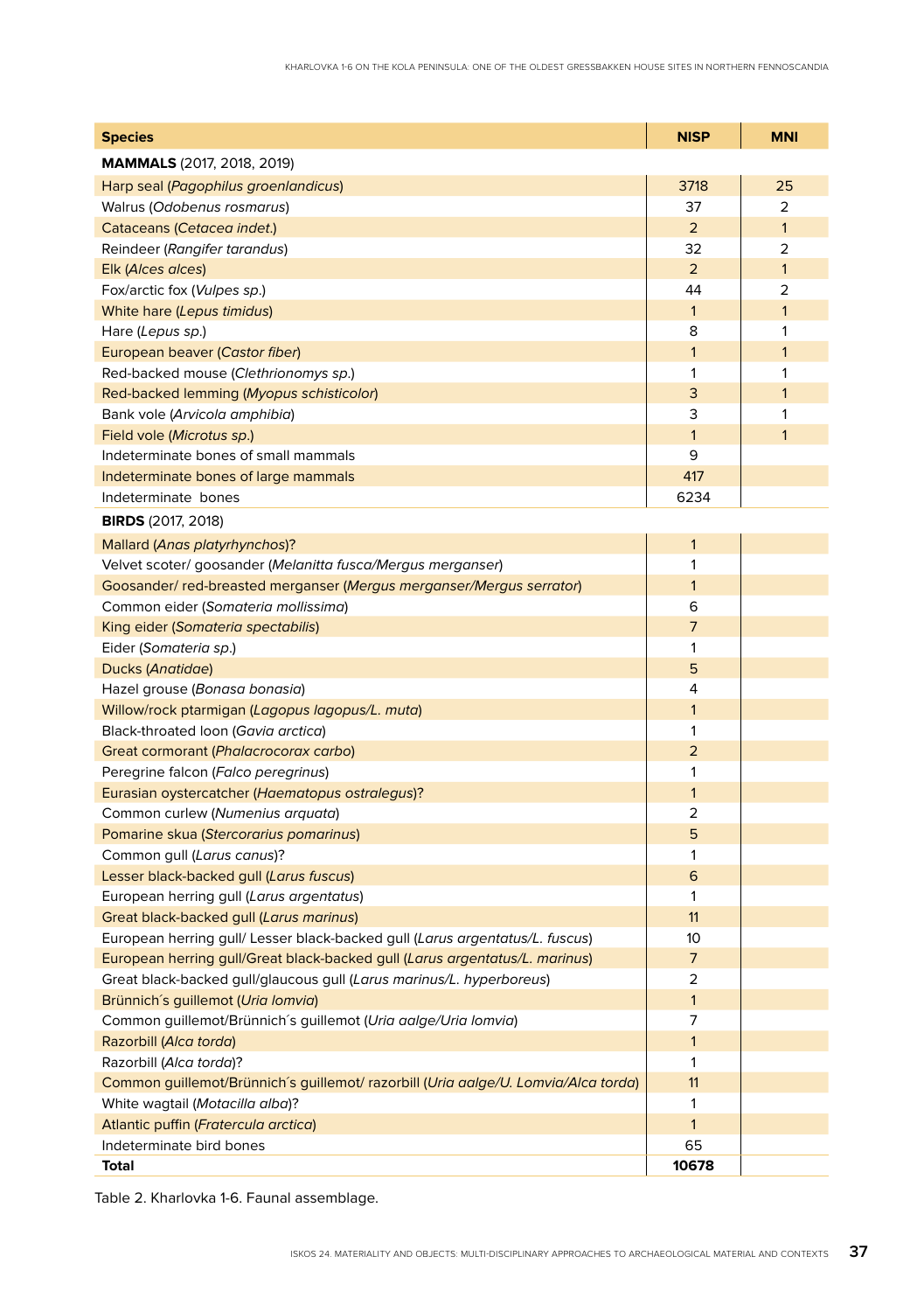| Species | NISP | MNI |
|---|---|---|
| **MAMMALS** (2017, 2018, 2019) | | |
| Harp seal (*Pagophilus groenlandicus*) | 3718 | 25 |
| Walrus (*Odobenus rosmarus*) | 37 | 2 |
| Cataceans (*Cetacea indet.*) | 2 | 1 |
| Reindeer (*Rangifer tarandus*) | 32 | 2 |
| Elk (*Alces alces*) | 2 | 1 |
| Fox/arctic fox (*Vulpes sp.*) | 44 | 2 |
| White hare (*Lepus timidus*) | 1 | 1 |
| Hare (*Lepus sp.*) | 8 | 1 |
| European beaver (*Castor fiber*) | 1 | 1 |
| Red-backed mouse (*Clethrionomys sp.*) | 1 | 1 |
| Red-backed lemming (*Myopus schisticolor*) | 3 | 1 |
| Bank vole (*Arvicola amphibia*) | 3 | 1 |
| Field vole (*Microtus sp.*) | 1 | 1 |
| Indeterminate bones of small mammals | 9 | |
| Indeterminate bones of large mammals | 417 | |
| Indeterminate bones | 6234 | |
| **BIRDS** (2017, 2018) | | |
| Mallard (*Anas platyrhynchos*)? | 1 | |
| Velvet scoter/ goosander (*Melanitta fusca/Mergus merganser*) | 1 | |
| Goosander/ red-breasted merganser (*Mergus merganser/Mergus serrator*) | 1 | |
| Common eider (*Somateria mollissima*) | 6 | |
| King eider (*Somateria spectabilis*) | 7 | |
| Eider (*Somateria sp.*) | 1 | |
| Ducks (*Anatidae*) | 5 | |
| Hazel grouse (*Bonasa bonasia*) | 4 | |
| Willow/rock ptarmigan (*Lagopus lagopus/L. muta*) | 1 | |
| Black-throated loon (*Gavia arctica*) | 1 | |
| Great cormorant (*Phalacrocorax carbo*) | 2 | |
| Peregrine falcon (*Falco peregrinus*) | 1 | |
| Eurasian oystercatcher (*Haematopus ostralegus*)? | 1 | |
| Common curlew (*Numenius arquata*) | 2 | |
| Pomarine skua (*Stercorarius pomarinus*) | 5 | |
| Common gull (*Larus canus*)? | 1 | |
| Lesser black-backed gull (*Larus fuscus*) | 6 | |
| European herring gull (*Larus argentatus*) | 1 | |
| Great black-backed gull (*Larus marinus*) | 11 | |
| European herring gull/ Lesser black-backed gull (*Larus argentatus/L. fuscus*) | 10 | |
| European herring gull/Great black-backed gull (*Larus argentatus/L. marinus*) | 7 | |
| Great black-backed gull/glaucous gull (*Larus marinus/L. hyperboreus*) | 2 | |
| Brünnich´s guillemot (*Uria lomvia*) | 1 | |
| Common guillemot/Brünnich´s guillemot (*Uria aalge/Uria lomvia*) | 7 | |
| Razorbill (*Alca torda*) | 1 | |
| Razorbill (*Alca torda*)? | 1 | |
| Common guillemot/Brünnich´s guillemot/ razorbill (*Uria aalge/U. Lomvia/Alca torda*) | 11 | |
| White wagtail (*Motacilla alba*)? | 1 | |
| Atlantic puffin (*Fratercula arctica*) | 1 | |
| Indeterminate bird bones | 65 | |
| **Total** | **10678** | |

Table 2. Kharlovka 1-6. Faunal assemblage.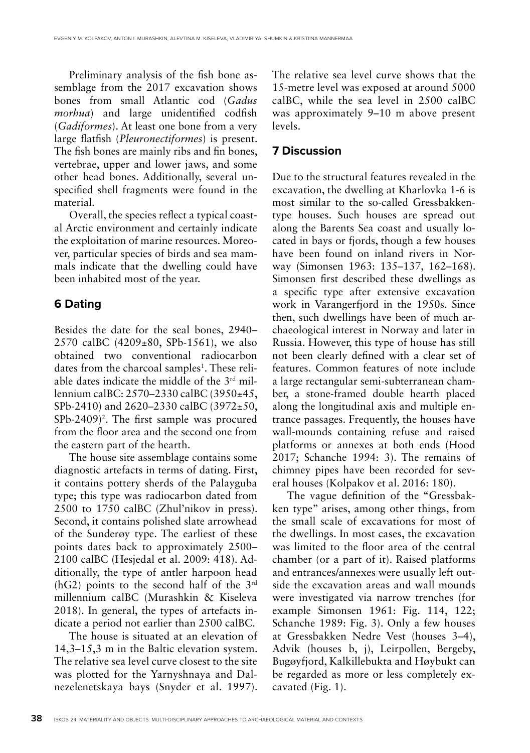Preliminary analysis of the fish bone assemblage from the 2017 excavation shows bones from small Atlantic cod (*Gadus morhua*) and large unidentified codfish (*Gadiformes*). At least one bone from a very large flatfish (*Pleuronectiformes*) is present. The fish bones are mainly ribs and fin bones, vertebrae, upper and lower jaws, and some other head bones. Additionally, several unspecified shell fragments were found in the material.

Overall, the species reflect a typical coastal Arctic environment and certainly indicate the exploitation of marine resources. Moreover, particular species of birds and sea mammals indicate that the dwelling could have been inhabited most of the year.

## 6 Dating

Besides the date for the seal bones, 2940–2570 calBC (4209±80, SPb-1561), we also obtained two conventional radiocarbon dates from the charcoal samples[1]. These reliable dates indicate the middle of the 3rd millennium calBC: 2570–2330 calBC (3950±45, SPb-2410) and 2620–2330 calBC (3972±50, SPb-2409)[2]. The first sample was procured from the floor area and the second one from the eastern part of the hearth.

The house site assemblage contains some diagnostic artefacts in terms of dating. First, it contains pottery sherds of the Palayguba type; this type was radiocarbon dated from 2500 to 1750 calBC (Zhul'nikov in press). Second, it contains polished slate arrowhead of the Sunderøy type. The earliest of these points dates back to approximately 2500–2100 calBC (Hesjedal et al. 2009: 418). Additionally, the type of antler harpoon head (hG2) points to the second half of the 3rd millennium calBC (Murashkin & Kiseleva 2018). In general, the types of artefacts indicate a period not earlier than 2500 calBC.

The house is situated at an elevation of 14,3–15,3 m in the Baltic elevation system. The relative sea level curve closest to the site was plotted for the Yarnyshnaya and Dalnezelenetskaya bays (Snyder et al. 1997). The relative sea level curve shows that the 15-metre level was exposed at around 5000 calBC, while the sea level in 2500 calBC was approximately 9–10 m above present levels.

## 7 Discussion

Due to the structural features revealed in the excavation, the dwelling at Kharlovka 1-6 is most similar to the so-called Gressbakken-type houses. Such houses are spread out along the Barents Sea coast and usually located in bays or fjords, though a few houses have been found on inland rivers in Norway (Simonsen 1963: 135–137, 162–168). Simonsen first described these dwellings as a specific type after extensive excavation work in Varangerfjord in the 1950s. Since then, such dwellings have been of much archaeological interest in Norway and later in Russia. However, this type of house has still not been clearly defined with a clear set of features. Common features of note include a large rectangular semi-subterranean chamber, a stone-framed double hearth placed along the longitudinal axis and multiple entrance passages. Frequently, the houses have wall-mounds containing refuse and raised platforms or annexes at both ends (Hood 2017; Schanche 1994: 3). The remains of chimney pipes have been recorded for several houses (Kolpakov et al. 2016: 180).

The vague definition of the "Gressbakken type" arises, among other things, from the small scale of excavations for most of the dwellings. In most cases, the excavation was limited to the floor area of the central chamber (or a part of it). Raised platforms and entrances/annexes were usually left outside the excavation areas and wall mounds were investigated via narrow trenches (for example Simonsen 1961: Fig. 114, 122; Schanche 1989: Fig. 3). Only a few houses at Gressbakken Nedre Vest (houses 3–4), Advik (houses b, j), Leirpollen, Bergeby, Bugøyfjord, Kalkillebukta and Høybukt can be regarded as more or less completely excavated (Fig. 1).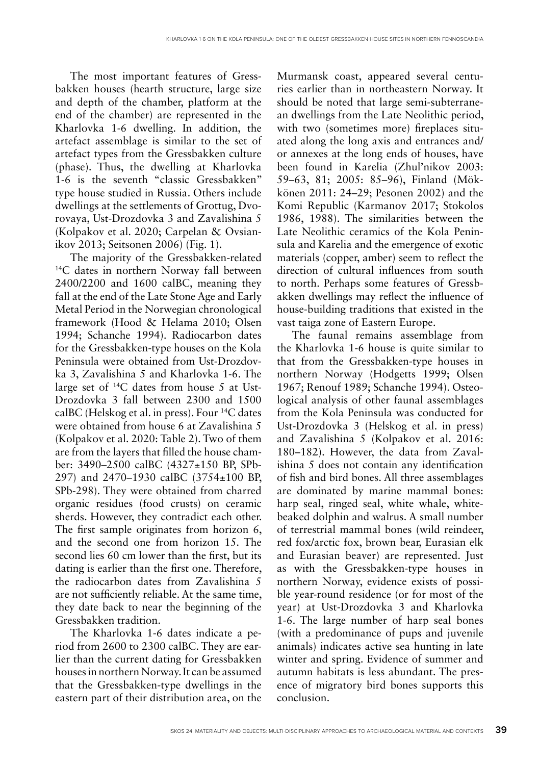The most important features of Gressbakken houses (hearth structure, large size and depth of the chamber, platform at the end of the chamber) are represented in the Kharlovka 1-6 dwelling. In addition, the artefact assemblage is similar to the set of artefact types from the Gressbakken culture (phase). Thus, the dwelling at Kharlovka 1-6 is the seventh "classic Gressbakken" type house studied in Russia. Others include dwellings at the settlements of Grottug, Dvorovaya, Ust-Drozdovka 3 and Zavalishina 5 (Kolpakov et al. 2020; Carpelan & Ovsianikov 2013; Seitsonen 2006) (Fig. 1).

The majority of the Gressbakken-related $^{14}$C dates in northern Norway fall between 2400/2200 and 1600 calBC, meaning they fall at the end of the Late Stone Age and Early Metal Period in the Norwegian chronological framework (Hood & Helama 2010; Olsen 1994; Schanche 1994). Radiocarbon dates for the Gressbakken-type houses on the Kola Peninsula were obtained from Ust-Drozdovka 3, Zavalishina 5 and Kharlovka 1-6. The large set of $^{14}$C dates from house 5 at Ust-Drozdovka 3 fall between 2300 and 1500 calBC (Helskog et al. in press). Four $^{14}$C dates were obtained from house 6 at Zavalishina 5 (Kolpakov et al. 2020: Table 2). Two of them are from the layers that filled the house chamber: 3490–2500 calBC (4327±150 BP, SPb-297) and 2470–1930 calBC (3754±100 BP, SPb-298). They were obtained from charred organic residues (food crusts) on ceramic sherds. However, they contradict each other. The first sample originates from horizon 6, and the second one from horizon 15. The second lies 60 cm lower than the first, but its dating is earlier than the first one. Therefore, the radiocarbon dates from Zavalishina 5 are not sufficiently reliable. At the same time, they date back to near the beginning of the Gressbakken tradition.

The Kharlovka 1-6 dates indicate a period from 2600 to 2300 calBC. They are earlier than the current dating for Gressbakken houses in northern Norway. It can be assumed that the Gressbakken-type dwellings in the eastern part of their distribution area, on the Murmansk coast, appeared several centuries earlier than in northeastern Norway. It should be noted that large semi-subterranean dwellings from the Late Neolithic period, with two (sometimes more) fireplaces situated along the long axis and entrances and/or annexes at the long ends of houses, have been found in Karelia (Zhul'nikov 2003: 59–63, 81; 2005: 85–96), Finland (Mökkönen 2011: 24–29; Pesonen 2002) and the Komi Republic (Karmanov 2017; Stokolos 1986, 1988). The similarities between the Late Neolithic ceramics of the Kola Peninsula and Karelia and the emergence of exotic materials (copper, amber) seem to reflect the direction of cultural influences from south to north. Perhaps some features of Gressbakken dwellings may reflect the influence of house-building traditions that existed in the vast taiga zone of Eastern Europe.

The faunal remains assemblage from the Kharlovka 1-6 house is quite similar to that from the Gressbakken-type houses in northern Norway (Hodgetts 1999; Olsen 1967; Renouf 1989; Schanche 1994). Osteological analysis of other faunal assemblages from the Kola Peninsula was conducted for Ust-Drozdovka 3 (Helskog et al. in press) and Zavalishina 5 (Kolpakov et al. 2016: 180–182). However, the data from Zavalishina 5 does not contain any identification of fish and bird bones. All three assemblages are dominated by marine mammal bones: harp seal, ringed seal, white whale, white-beaked dolphin and walrus. A small number of terrestrial mammal bones (wild reindeer, red fox/arctic fox, brown bear, Eurasian elk and Eurasian beaver) are represented. Just as with the Gressbakken-type houses in northern Norway, evidence exists of possible year-round residence (or for most of the year) at Ust-Drozdovka 3 and Kharlovka 1-6. The large number of harp seal bones (with a predominance of pups and juvenile animals) indicates active sea hunting in late winter and spring. Evidence of summer and autumn habitats is less abundant. The presence of migratory bird bones supports this conclusion.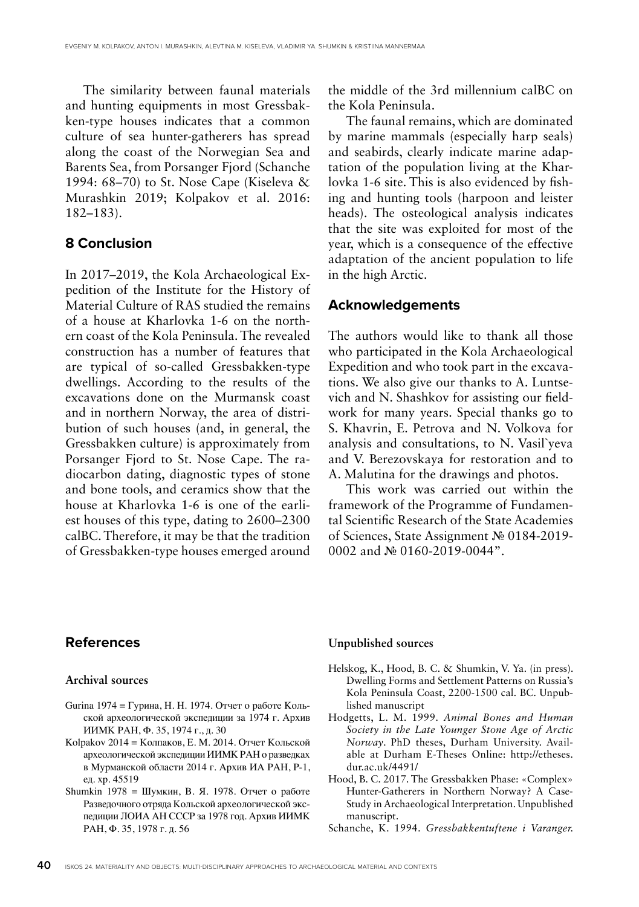The similarity between faunal materials and hunting equipments in most Gressbakken-type houses indicates that a common culture of sea hunter-gatherers has spread along the coast of the Norwegian Sea and Barents Sea, from Porsanger Fjord (Schanche 1994: 68–70) to St. Nose Cape (Kiseleva & Murashkin 2019; Kolpakov et al. 2016: 182–183).

## 8 Conclusion

In 2017–2019, the Kola Archaeological Expedition of the Institute for the History of Material Culture of RAS studied the remains of a house at Kharlovka 1-6 on the northern coast of the Kola Peninsula. The revealed construction has a number of features that are typical of so-called Gressbakken-type dwellings. According to the results of the excavations done on the Murmansk coast and in northern Norway, the area of distribution of such houses (and, in general, the Gressbakken culture) is approximately from Porsanger Fjord to St. Nose Cape. The radiocarbon dating, diagnostic types of stone and bone tools, and ceramics show that the house at Kharlovka 1-6 is one of the earliest houses of this type, dating to 2600–2300 calBC. Therefore, it may be that the tradition of Gressbakken-type houses emerged around the middle of the 3rd millennium calBC on the Kola Peninsula.

The faunal remains, which are dominated by marine mammals (especially harp seals) and seabirds, clearly indicate marine adaptation of the population living at the Kharlovka 1-6 site. This is also evidenced by fishing and hunting tools (harpoon and leister heads). The osteological analysis indicates that the site was exploited for most of the year, which is a consequence of the effective adaptation of the ancient population to life in the high Arctic.

## Acknowledgements

The authors would like to thank all those who participated in the Kola Archaeological Expedition and who took part in the excavations. We also give our thanks to A. Luntsevich and N. Shashkov for assisting our fieldwork for many years. Special thanks go to S. Khavrin, E. Petrova and N. Volkova for analysis and consultations, to N. Vasil`yeva and V. Berezovskaya for restoration and to A. Malutina for the drawings and photos.

This work was carried out within the framework of the Programme of Fundamental Scientific Research of the State Academies of Sciences, State Assignment № 0184-2019-0002 and № 0160-2019-0044".

## References

### Archival sources

Gurina 1974 = Гурина, Н. Н. 1974. Отчет о работе Кольской археологической экспедиции за 1974 г. Архив ИИМК РАН, Ф. 35, 1974 г., д. 30

Kolpakov 2014 = Колпаков, Е. М. 2014. Отчет Кольской археологической экспедиции ИИМК РАН о разведках в Мурманской области 2014 г. Архив ИА РАН, Р-1, ед. хр. 45519

Shumkin 1978 = Шумкин, В. Я. 1978. Отчет о работе Разведочного отряда Кольской археологической экспедиции ЛОИА АН СССР за 1978 год. Архив ИИМК РАН, Ф. 35, 1978 г. д. 56

### Unpublished sources

Helskog, K., Hood, B. C. & Shumkin, V. Ya. (in press). Dwelling Forms and Settlement Patterns on Russia's Kola Peninsula Coast, 2200-1500 cal. BC. Unpublished manuscript

Hodgetts, L. M. 1999. *Animal Bones and Human Society in the Late Younger Stone Age of Arctic Norway*. PhD theses, Durham University. Available at Durham E-Theses Online: http://etheses.dur.ac.uk/4491/

Hood, B. C. 2017. The Gressbakken Phase: «Complex» Hunter-Gatherers in Northern Norway? A Case-Study in Archaeological Interpretation. Unpublished manuscript.

Schanche, K. 1994. *Gressbakkentuftene i Varanger.*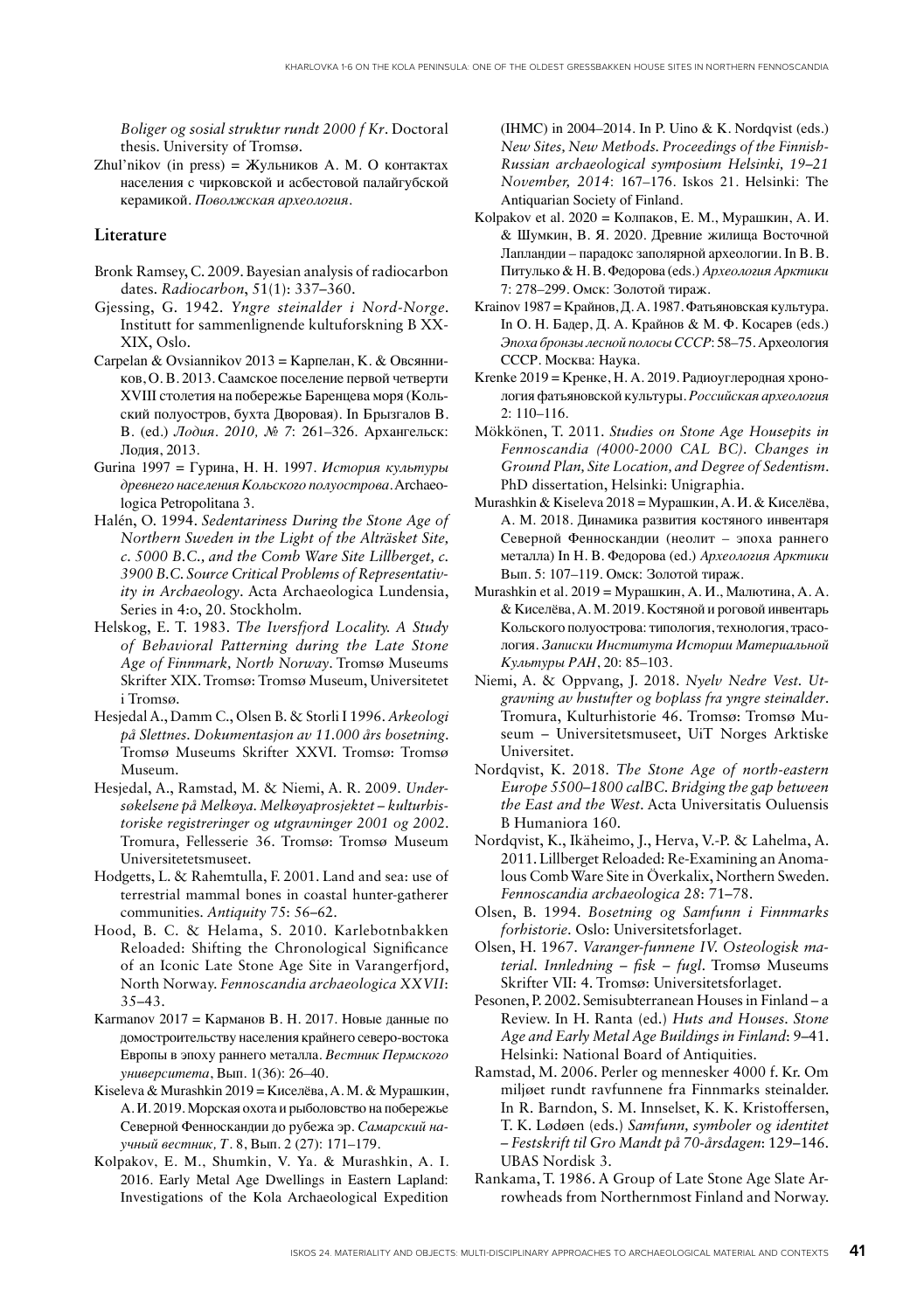*Boliger og sosial struktur rundt 2000 f Kr*. Doctoral thesis. University of Tromsø.

Zhul'nikov (in press) = Жульников А. М. О контактах населения с чирковской и асбестовой палайгубской керамикой. *Поволжская археология*.

## Literature

Bronk Ramsey, C. 2009. Bayesian analysis of radiocarbon dates. *Radiocarbon*, 51(1): 337–360.

Gjessing, G. 1942. *Yngre steinalder i Nord-Norge*. Institutt for sammenlignende kulturforskning B XX-XIX, Oslo.

Carpelan & Ovsiannikov 2013 = Карпелан, К. & Овсянников, О. В. 2013. Саамское поселение первой четверти XVIII столетия на побережье Баренцева моря (Кольский полуостров, бухта Дворовая). In Брызгалов В. В. (ed.) *Лодия. 2010, № 7*: 261–326. Архангельск: Лодия, 2013.

Gurina 1997 = Гурина, Н. Н. 1997. *История культуры древнего населения Кольского полуострова*. Archaeologica Petropolitana 3.

Halén, O. 1994. *Sedentariness During the Stone Age of Northern Sweden in the Light of the Alträsket Site, c. 5000 B.C., and the Comb Ware Site Lillberget, c. 3900 B.C. Source Critical Problems of Representativity in Archaeology*. Acta Archaeologica Lundensia, Series in 4:o, 20. Stockholm.

Helskog, E. T. 1983. *The Iversfjord Locality. A Study of Behavioral Patterning during the Late Stone Age of Finnmark, North Norway*. Tromsø Museums Skrifter XIX. Tromsø: Tromsø Museum, Universitetet i Tromsø.

Hesjedal A., Damm C., Olsen B. & Storli I 1996. *Arkeologi på Slettnes. Dokumentasjon av 11.000 års bosetning*. Tromsø Museums Skrifter XXVI. Tromsø: Tromsø Museum.

Hesjedal, A., Ramstad, M. & Niemi, A. R. 2009. *Undersøkelsene på Melkøya. Melkøyaprosjektet – kulturhistoriske registreringer og utgravninger 2001 og 2002*. Tromura, Fellesserie 36. Tromsø: Tromsø Museum Universitetetsmuseet.

Hodgetts, L. & Rahemtulla, F. 2001. Land and sea: use of terrestrial mammal bones in coastal hunter-gatherer communities. *Antiquity* 75: 56–62.

Hood, B. C. & Helama, S. 2010. Karlebotnbakken Reloaded: Shifting the Chronological Significance of an Iconic Late Stone Age Site in Varangerfjord, North Norway. *Fennoscandia archaeologica XXVII*: 35–43.

Karmanov 2017 = Карманов В. Н. 2017. Новые данные по домостроительству населения крайнего северо-востока Европы в эпоху раннего металла. *Вестник Пермского университета*, Вып. 1(36): 26–40.

Kiseleva & Murashkin 2019 = Киселёва, А. М. & Мурашкин, А. И. 2019. Морская охота и рыболовство на побережье Северной Фенноскандии до рубежа эр. *Самарский научный вестник, Т*. 8, Вып. 2 (27): 171–179.

Kolpakov, E. M., Shumkin, V. Ya. & Murashkin, A. I. 2016. Early Metal Age Dwellings in Eastern Lapland: Investigations of the Kola Archaeological Expedition (IHMC) in 2004–2014. In P. Uino & K. Nordqvist (eds.) *New Sites, New Methods. Proceedings of the Finnish-Russian archaeological symposium Helsinki, 19–21 November, 2014*: 167–176. Iskos 21. Helsinki: The Antiquarian Society of Finland.

Kolpakov et al. 2020 = Колпаков, Е. М., Мурашкин, А. И. & Шумкин, В. Я. 2020. Древние жилища Восточной Лапландии – парадокс заполярной археологии. In В. В. Питулько & Н. В. Федорова (eds.) *Археология Арктики* 7: 278–299. Омск: Золотой тираж.

Krainov 1987 = Крайнов, Д. А. 1987. Фатьяновская культура. In О. Н. Бадер, Д. А. Крайнов & М. Ф. Косарев (eds.) *Эпоха бронзы лесной полосы СССР*: 58–75. Археология СССР. Москва: Наука.

Krenke 2019 = Кренке, Н. А. 2019. Радиоуглеродная хронология фатьяновской культуры. *Российская археология* 2: 110–116.

Mökkönen, T. 2011. *Studies on Stone Age Housepits in Fennoscandia (4000-2000 CAL BC). Changes in Ground Plan, Site Location, and Degree of Sedentism*. PhD dissertation, Helsinki: Unigraphia.

Murashkin & Kiseleva 2018 = Мурашкин, А. И. & Киселёва, А. М. 2018. Динамика развития костяного инвентаря Северной Фенноскандии (неолит – эпоха раннего металла) In Н. В. Федорова (ed.) *Археология Арктики* Вып. 5: 107–119. Омск: Золотой тираж.

Murashkin et al. 2019 = Мурашкин, А. И., Малютина, А. А. & Киселёва, А. М. 2019. Костяной и роговой инвентарь Кольского полуострова: типология, технология, трасология. *Записки Института Истории Материальной Культуры РАН*, 20: 85–103.

Niemi, A. & Oppvang, J. 2018. *Nyelv Nedre Vest. Utgravning av hustufter og boplass fra yngre steinalder*. Tromura, Kulturhistorie 46. Tromsø: Tromsø Museum – Universitetsmuseet, UiT Norges Arktiske Universitet.

Nordqvist, K. 2018. *The Stone Age of north-eastern Europe 5500–1800 calBC. Bridging the gap between the East and the West*. Acta Universitatis Ouluensis B Humaniora 160.

Nordqvist, K., Ikäheimo, J., Herva, V.-P. & Lahelma, A. 2011. Lillberget Reloaded: Re-Examining an Anomalous Comb Ware Site in Överkalix, Northern Sweden. *Fennoscandia archaeologica 28*: 71–78.

Olsen, B. 1994. *Bosetning og Samfunn i Finnmarks forhistorie*. Oslo: Universitetsforlaget.

Olsen, H. 1967. *Varanger-funnene IV. Osteologisk materiel. Innledning – fisk – fugl*. Tromsø Museums Skrifter VII: 4. Tromsø: Universitetsforlaget.

Pesonen, P. 2002. Semisubterranean Houses in Finland – a Review. In H. Ranta (ed.) *Huts and Houses. Stone Age and Early Metal Age Buildings in Finland*: 9–41. Helsinki: National Board of Antiquities.

Ramstad, M. 2006. Perler og mennesker 4000 f. Kr. Om miljøet rundt ravfunnene fra Finnmarks steinalder. In R. Barndon, S. M. Innselset, K. K. Kristoffersen, T. K. Lødøen (eds.) *Samfunn, symboler og identitet – Festskrift til Gro Mandt på 70-årsdagen*: 129–146. UBAS Nordisk 3.

Rankama, T. 1986. A Group of Late Stone Age Slate Arrowheads from Northernmost Finland and Norway.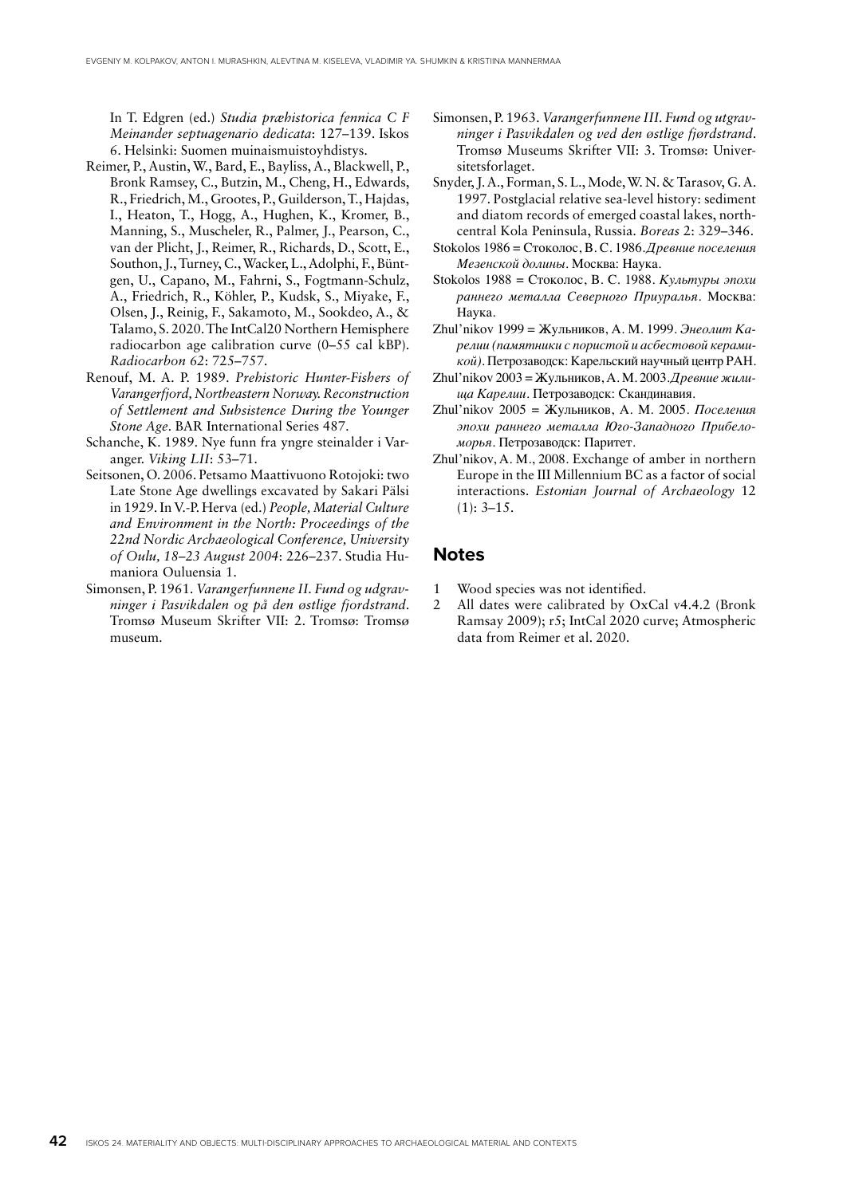In T. Edgren (ed.) *Studia præhistorica fennica C F Meinander septuagenario dedicata*: 127–139. Iskos 6. Helsinki: Suomen muinaismuistoyhdistys.

Reimer, P., Austin, W., Bard, E., Bayliss, A., Blackwell, P., Bronk Ramsey, C., Butzin, M., Cheng, H., Edwards, R., Friedrich, M., Grootes, P., Guilderson, T., Hajdas, I., Heaton, T., Hogg, A., Hughen, K., Kromer, B., Manning, S., Muscheler, R., Palmer, J., Pearson, C., van der Plicht, J., Reimer, R., Richards, D., Scott, E., Southon, J., Turney, C., Wacker, L., Adolphi, F., Büntgen, U., Capano, M., Fahrni, S., Fogtmann-Schulz, A., Friedrich, R., Köhler, P., Kudsk, S., Miyake, F., Olsen, J., Reinig, F., Sakamoto, M., Sookdeo, A., & Talamo, S. 2020. The IntCal20 Northern Hemisphere radiocarbon age calibration curve (0–55 cal kBP). *Radiocarbon 62*: 725–757.

Renouf, M. A. P. 1989. *Prehistoric Hunter-Fishers of Varangerfjord, Northeastern Norway. Reconstruction of Settlement and Subsistence During the Younger Stone Age*. BAR International Series 487.

Schanche, K. 1989. Nye funn fra yngre steinalder i Varanger. *Viking LII*: 53–71.

Seitsonen, O. 2006. Petsamo Maattivuono Rotojoki: two Late Stone Age dwellings excavated by Sakari Pälsi in 1929. In V.-P. Herva (ed.) *People, Material Culture and Environment in the North: Proceedings of the 22nd Nordic Archaeological Conference, University of Oulu, 18–23 August 2004*: 226–237. Studia Humaniora Ouluensia 1.

Simonsen, P. 1961. *Varangerfunnene II. Fund og udgravninger i Pasvikdalen og på den østlige fjordstrand*. Tromsø Museum Skrifter VII: 2. Tromsø: Tromsø museum.

Simonsen, P. 1963. *Varangerfunnene III. Fund og utgravninger i Pasvikdalen og ved den østlige fjørdstrand*. Tromsø Museums Skrifter VII: 3. Tromsø: Universitetsforlaget.

Snyder, J. A., Forman, S. L., Mode, W. N. & Tarasov, G. A. 1997. Postglacial relative sea-level history: sediment and diatom records of emerged coastal lakes, north-central Kola Peninsula, Russia. *Boreas* 2: 329–346.

Stokolos 1986 = Стоколос, В. С. 1986. *Древние поселения Мезенской долины*. Москва: Наука.

Stokolos 1988 = Стоколос, В. С. 1988. *Культуры эпохи раннего металла Северного Приуралья*. Москва: Наука.

Zhul'nikov 1999 = Жульников, А. М. 1999. *Энеолит Карелии (памятники с пористой и асбестовой керамикой)*. Петрозаводск: Карельский научный центр РАН.

Zhul'nikov 2003 = Жульников, А. М. 2003. *Древние жилища Карелии*. Петрозаводск: Скандинавия.

Zhul'nikov 2005 = Жульников, А. М. 2005. *Поселения эпохи раннего металла Юго-Западного Прибеломорья*. Петрозаводск: Паритет.

Zhul'nikov, A. M., 2008. Exchange of amber in northern Europe in the III Millennium BC as a factor of social interactions. *Estonian Journal of Archaeology* 12 (1): 3–15.

## Notes

1 Wood species was not identified.
2 All dates were calibrated by OxCal v4.4.2 (Bronk Ramsay 2009); r5; IntCal 2020 curve; Atmospheric data from Reimer et al. 2020.